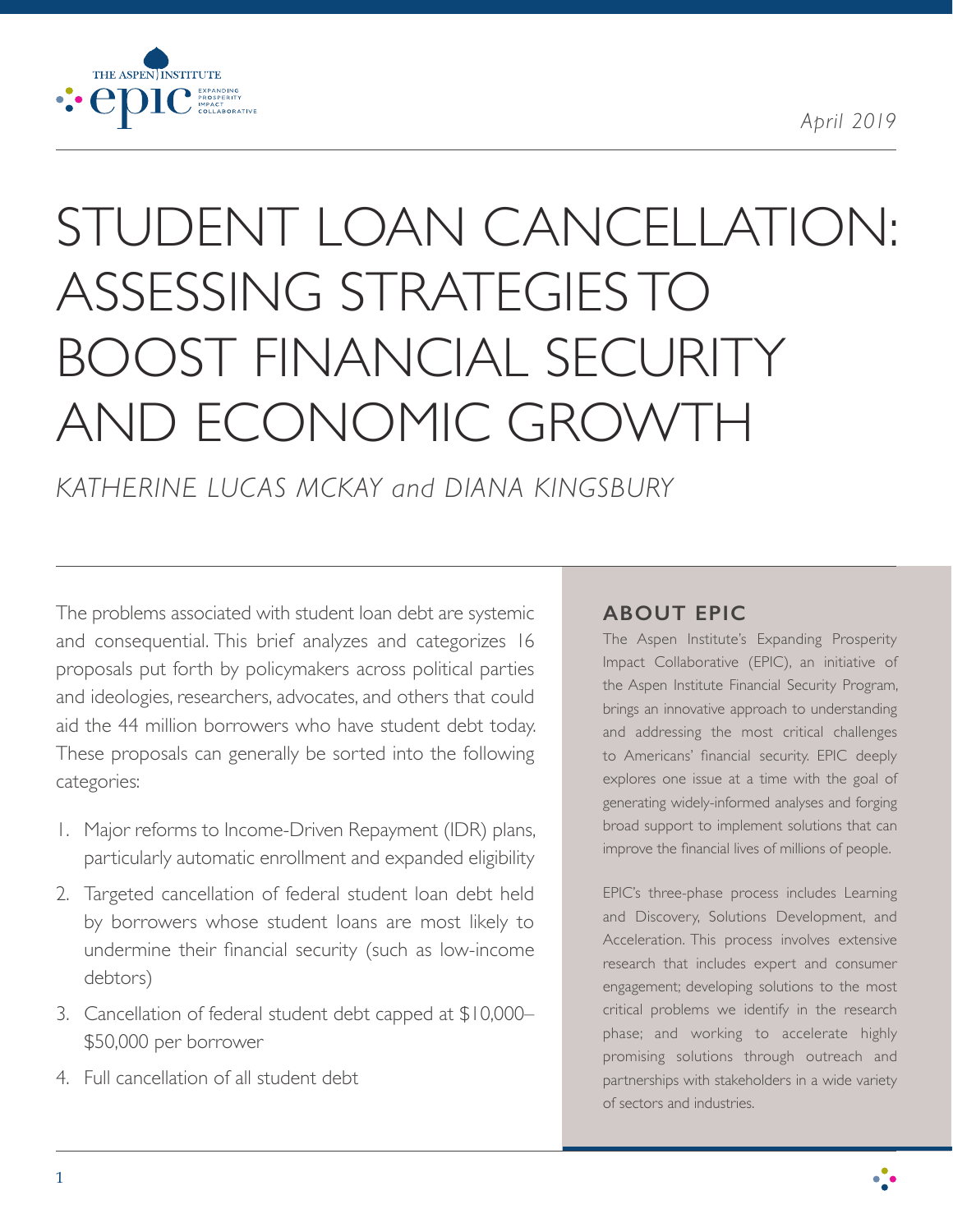THE ASPEN INSTITUTE epic EXPANDING PROSPERITY IMPACT COLLABORATIVE

*April 2019*

# STUDENT LOAN CANCELLATION: ASSESSING STRATEGIES TO BOOST FINANCIAL SECURITY AND ECONOMIC GROWTH

*KATHERINE LUCAS MCKAY and DIANA KINGSBURY*

The problems associated with student loan debt are systemic and consequential. This brief analyzes and categorizes 16 proposals put forth by policymakers across political parties and ideologies, researchers, advocates, and others that could aid the 44 million borrowers who have student debt today. These proposals can generally be sorted into the following categories:

1. Major reforms to Income-Driven Repayment (IDR) plans, particularly automatic enrollment and expanded eligibility
2. Targeted cancellation of federal student loan debt held by borrowers whose student loans are most likely to undermine their financial security (such as low-income debtors)
3. Cancellation of federal student debt capped at $10,000–$50,000 per borrower
4. Full cancellation of all student debt

## ABOUT EPIC

The Aspen Institute's Expanding Prosperity Impact Collaborative (EPIC), an initiative of the Aspen Institute Financial Security Program, brings an innovative approach to understanding and addressing the most critical challenges to Americans' financial security. EPIC deeply explores one issue at a time with the goal of generating widely-informed analyses and forging broad support to implement solutions that can improve the financial lives of millions of people.

EPIC's three-phase process includes Learning and Discovery, Solutions Development, and Acceleration. This process involves extensive research that includes expert and consumer engagement; developing solutions to the most critical problems we identify in the research phase; and working to accelerate highly promising solutions through outreach and partnerships with stakeholders in a wide variety of sectors and industries.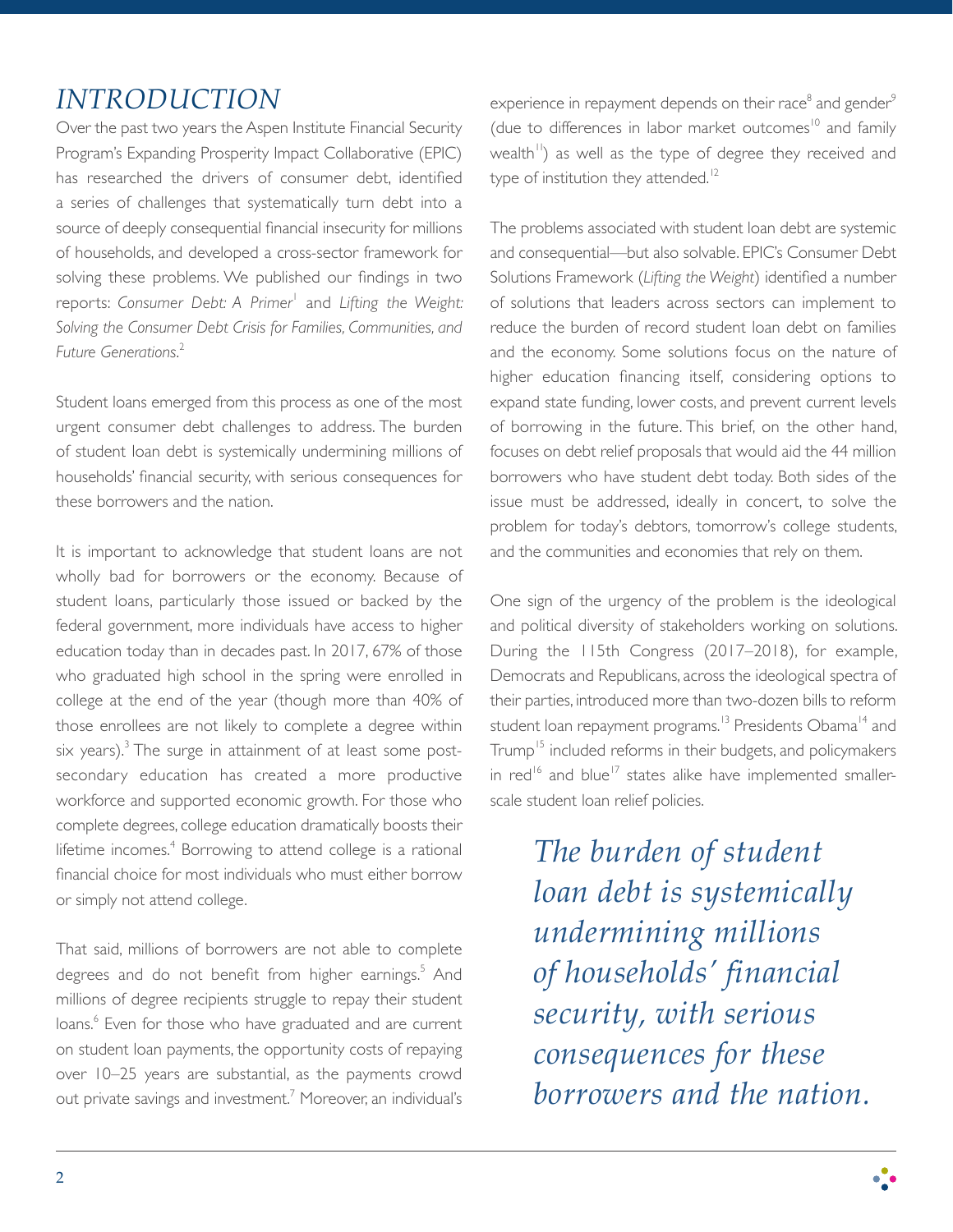## *INTRODUCTION*

Over the past two years the Aspen Institute Financial Security Program's Expanding Prosperity Impact Collaborative (EPIC) has researched the drivers of consumer debt, identified a series of challenges that systematically turn debt into a source of deeply consequential financial insecurity for millions of households, and developed a cross-sector framework for solving these problems. We published our findings in two reports: *Consumer Debt: A Primer*[1] and *Lifting the Weight: Solving the Consumer Debt Crisis for Families, Communities, and Future Generations*.[2]

Student loans emerged from this process as one of the most urgent consumer debt challenges to address. The burden of student loan debt is systemically undermining millions of households' financial security, with serious consequences for these borrowers and the nation.

It is important to acknowledge that student loans are not wholly bad for borrowers or the economy. Because of student loans, particularly those issued or backed by the federal government, more individuals have access to higher education today than in decades past. In 2017, 67% of those who graduated high school in the spring were enrolled in college at the end of the year (though more than 40% of those enrollees are not likely to complete a degree within six years).[3] The surge in attainment of at least some post-secondary education has created a more productive workforce and supported economic growth. For those who complete degrees, college education dramatically boosts their lifetime incomes.[4] Borrowing to attend college is a rational financial choice for most individuals who must either borrow or simply not attend college.

That said, millions of borrowers are not able to complete degrees and do not benefit from higher earnings.[5] And millions of degree recipients struggle to repay their student loans.[6] Even for those who have graduated and are current on student loan payments, the opportunity costs of repaying over 10–25 years are substantial, as the payments crowd out private savings and investment.[7] Moreover, an individual's experience in repayment depends on their race[8] and gender[9] (due to differences in labor market outcomes[10] and family wealth[11]) as well as the type of degree they received and type of institution they attended.[12]

The problems associated with student loan debt are systemic and consequential—but also solvable. EPIC's Consumer Debt Solutions Framework (*Lifting the Weight*) identified a number of solutions that leaders across sectors can implement to reduce the burden of record student loan debt on families and the economy. Some solutions focus on the nature of higher education financing itself, considering options to expand state funding, lower costs, and prevent current levels of borrowing in the future. This brief, on the other hand, focuses on debt relief proposals that would aid the 44 million borrowers who have student debt today. Both sides of the issue must be addressed, ideally in concert, to solve the problem for today's debtors, tomorrow's college students, and the communities and economies that rely on them.

One sign of the urgency of the problem is the ideological and political diversity of stakeholders working on solutions. During the 115th Congress (2017–2018), for example, Democrats and Republicans, across the ideological spectra of their parties, introduced more than two-dozen bills to reform student loan repayment programs.[13] Presidents Obama[14] and Trump[15] included reforms in their budgets, and policymakers in red[16] and blue[17] states alike have implemented smaller-scale student loan relief policies.

> *The burden of student loan debt is systemically undermining millions of households' financial security, with serious consequences for these borrowers and the nation.*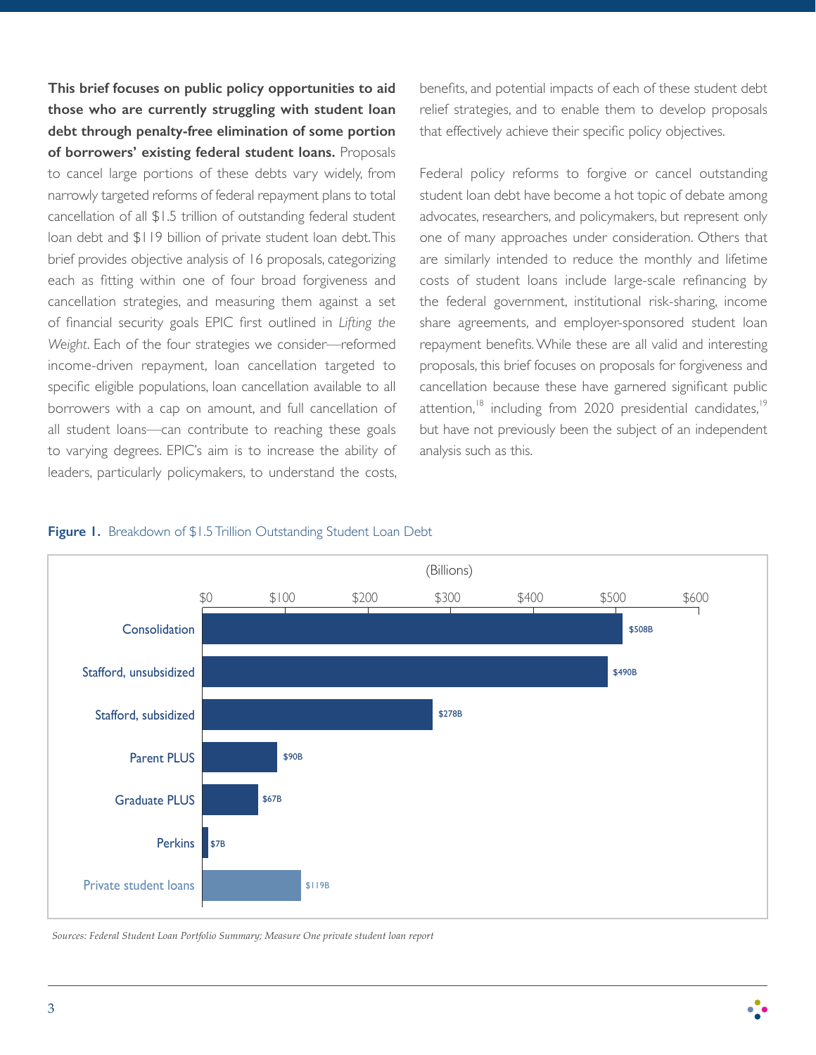**This brief focuses on public policy opportunities to aid those who are currently struggling with student loan debt through penalty-free elimination of some portion of borrowers' existing federal student loans.** Proposals to cancel large portions of these debts vary widely, from narrowly targeted reforms of federal repayment plans to total cancellation of all $1.5 trillion of outstanding federal student loan debt and $119 billion of private student loan debt. This brief provides objective analysis of 16 proposals, categorizing each as fitting within one of four broad forgiveness and cancellation strategies, and measuring them against a set of financial security goals EPIC first outlined in *Lifting the Weight*. Each of the four strategies we consider—reformed income-driven repayment, loan cancellation targeted to specific eligible populations, loan cancellation available to all borrowers with a cap on amount, and full cancellation of all student loans—can contribute to reaching these goals to varying degrees. EPIC's aim is to increase the ability of leaders, particularly policymakers, to understand the costs, benefits, and potential impacts of each of these student debt relief strategies, and to enable them to develop proposals that effectively achieve their specific policy objectives.

Federal policy reforms to forgive or cancel outstanding student loan debt have become a hot topic of debate among advocates, researchers, and policymakers, but represent only one of many approaches under consideration. Others that are similarly intended to reduce the monthly and lifetime costs of student loans include large-scale refinancing by the federal government, institutional risk-sharing, income share agreements, and employer-sponsored student loan repayment benefits. While these are all valid and interesting proposals, this brief focuses on proposals for forgiveness and cancellation because these have garnered significant public attention,[18] including from 2020 presidential candidates,[19] but have not previously been the subject of an independent analysis such as this.

**Figure 1.** Breakdown of $1.5 Trillion Outstanding Student Loan Debt

| Loan Type | Amount (Billions) |
|---|---|
| Consolidation | $508B |
| Stafford, unsubsidized | $490B |
| Stafford, subsidized | $278B |
| Parent PLUS | $90B |
| Graduate PLUS | $67B |
| Perkins | $7B |
| Private student loans | $119B |

*Sources: Federal Student Loan Portfolio Summary; Measure One private student loan report*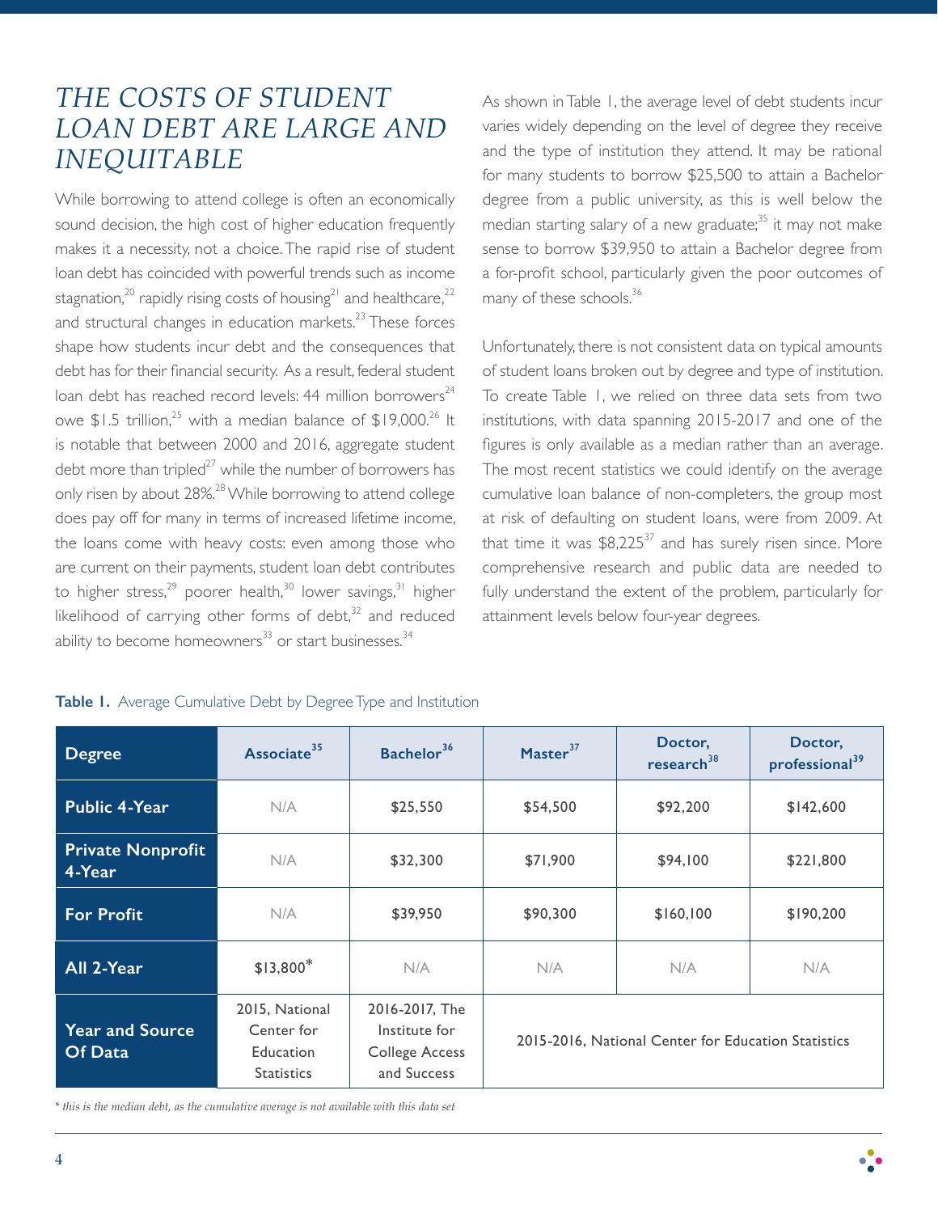# *THE COSTS OF STUDENT LOAN DEBT ARE LARGE AND INEQUITABLE*

While borrowing to attend college is often an economically sound decision, the high cost of higher education frequently makes it a necessity, not a choice. The rapid rise of student loan debt has coincided with powerful trends such as income stagnation,[20] rapidly rising costs of housing[21] and healthcare,[22] and structural changes in education markets.[23] These forces shape how students incur debt and the consequences that debt has for their financial security. As a result, federal student loan debt has reached record levels: 44 million borrowers[24] owe $1.5 trillion,[25] with a median balance of $19,000.[26] It is notable that between 2000 and 2016, aggregate student debt more than tripled[27] while the number of borrowers has only risen by about 28%.[28] While borrowing to attend college does pay off for many in terms of increased lifetime income, the loans come with heavy costs: even among those who are current on their payments, student loan debt contributes to higher stress,[29] poorer health,[30] lower savings,[31] higher likelihood of carrying other forms of debt,[32] and reduced ability to become homeowners[33] or start businesses.[34]

As shown in Table 1, the average level of debt students incur varies widely depending on the level of degree they receive and the type of institution they attend. It may be rational for many students to borrow $25,500 to attain a Bachelor degree from a public university, as this is well below the median starting salary of a new graduate;[35] it may not make sense to borrow $39,950 to attain a Bachelor degree from a for-profit school, particularly given the poor outcomes of many of these schools.[36]

Unfortunately, there is not consistent data on typical amounts of student loans broken out by degree and type of institution. To create Table 1, we relied on three data sets from two institutions, with data spanning 2015-2017 and one of the figures is only available as a median rather than an average. The most recent statistics we could identify on the average cumulative loan balance of non-completers, the group most at risk of defaulting on student loans, were from 2009. At that time it was $8,225[37] and has surely risen since. More comprehensive research and public data are needed to fully understand the extent of the problem, particularly for attainment levels below four-year degrees.

**Table 1.** Average Cumulative Debt by Degree Type and Institution

| Degree | Associate[35] | Bachelor[36] | Master[37] | Doctor, research[38] | Doctor, professional[39] |
|---|---|---|---|---|---|
| **Public 4-Year** | N/A | $25,550 | $54,500 | $92,200 | $142,600 |
| **Private Nonprofit 4-Year** | N/A | $32,300 | $71,900 | $94,100 | $221,800 |
| **For Profit** | N/A | $39,950 | $90,300 | $160,100 | $190,200 |
| **All 2-Year** | $13,800* | N/A | N/A | N/A | N/A |
| **Year and Source Of Data** | 2015, National Center for Education Statistics | 2016-2017, The Institute for College Access and Success | 2015-2016, National Center for Education Statistics | | |

*\* this is the median debt, as the cumulative average is not available with this data set*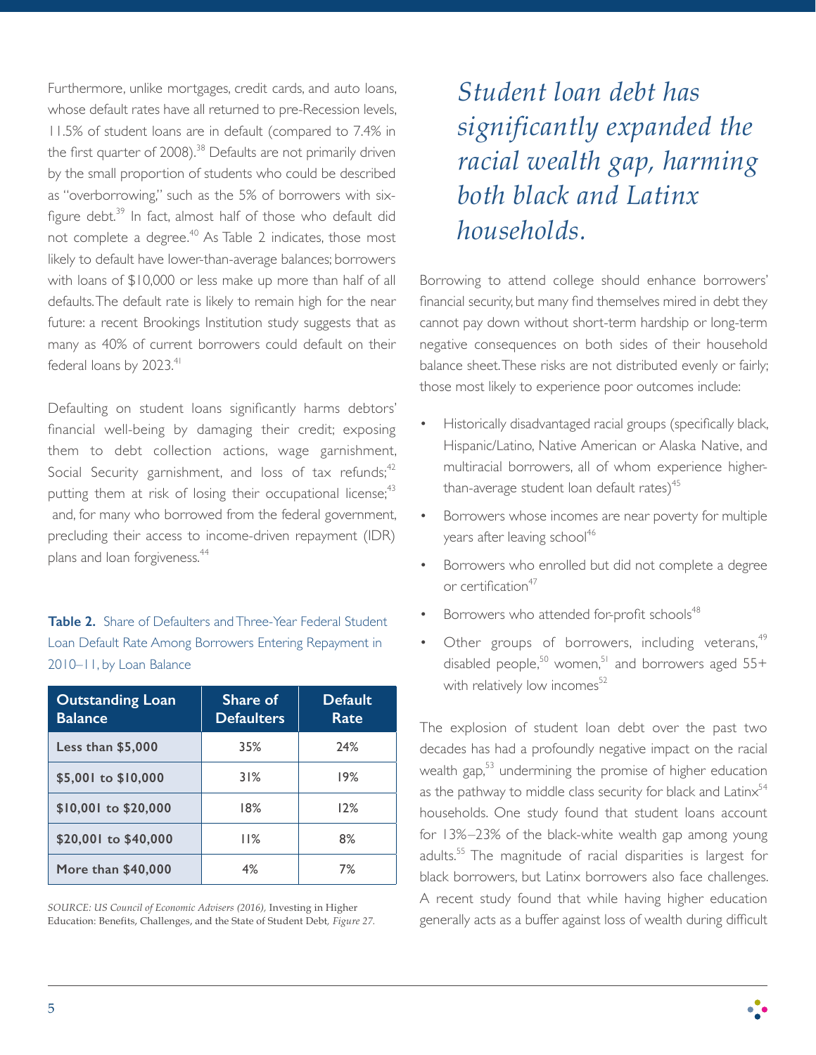Furthermore, unlike mortgages, credit cards, and auto loans, whose default rates have all returned to pre-Recession levels, 11.5% of student loans are in default (compared to 7.4% in the first quarter of 2008).[38] Defaults are not primarily driven by the small proportion of students who could be described as "overborrowing," such as the 5% of borrowers with six-figure debt.[39] In fact, almost half of those who default did not complete a degree.[40] As Table 2 indicates, those most likely to default have lower-than-average balances; borrowers with loans of $10,000 or less make up more than half of all defaults. The default rate is likely to remain high for the near future: a recent Brookings Institution study suggests that as many as 40% of current borrowers could default on their federal loans by 2023.[41]

Defaulting on student loans significantly harms debtors' financial well-being by damaging their credit; exposing them to debt collection actions, wage garnishment, Social Security garnishment, and loss of tax refunds;[42] putting them at risk of losing their occupational license;[43] and, for many who borrowed from the federal government, precluding their access to income-driven repayment (IDR) plans and loan forgiveness.[44]

**Table 2.** Share of Defaulters and Three-Year Federal Student Loan Default Rate Among Borrowers Entering Repayment in 2010–11, by Loan Balance

| Outstanding Loan Balance | Share of Defaulters | Default Rate |
|---|---|---|
| Less than $5,000 | 35% | 24% |
| $5,001 to $10,000 | 31% | 19% |
| $10,001 to $20,000 | 18% | 12% |
| $20,001 to $40,000 | 11% | 8% |
| More than $40,000 | 4% | 7% |

*SOURCE: US Council of Economic Advisers (2016),* Investing in Higher Education: Benefits, Challenges, and the State of Student Debt*, Figure 27.*

*Student loan debt has significantly expanded the racial wealth gap, harming both black and Latinx households.*

Borrowing to attend college should enhance borrowers' financial security, but many find themselves mired in debt they cannot pay down without short-term hardship or long-term negative consequences on both sides of their household balance sheet. These risks are not distributed evenly or fairly; those most likely to experience poor outcomes include:

- Historically disadvantaged racial groups (specifically black, Hispanic/Latino, Native American or Alaska Native, and multiracial borrowers, all of whom experience higher-than-average student loan default rates)[45]
- Borrowers whose incomes are near poverty for multiple years after leaving school[46]
- Borrowers who enrolled but did not complete a degree or certification[47]
- Borrowers who attended for-profit schools[48]
- Other groups of borrowers, including veterans,[49] disabled people,[50] women,[51] and borrowers aged 55+ with relatively low incomes[52]

The explosion of student loan debt over the past two decades has had a profoundly negative impact on the racial wealth gap,[53] undermining the promise of higher education as the pathway to middle class security for black and Latinx[54] households. One study found that student loans account for 13%–23% of the black-white wealth gap among young adults.[55] The magnitude of racial disparities is largest for black borrowers, but Latinx borrowers also face challenges. A recent study found that while having higher education generally acts as a buffer against loss of wealth during difficult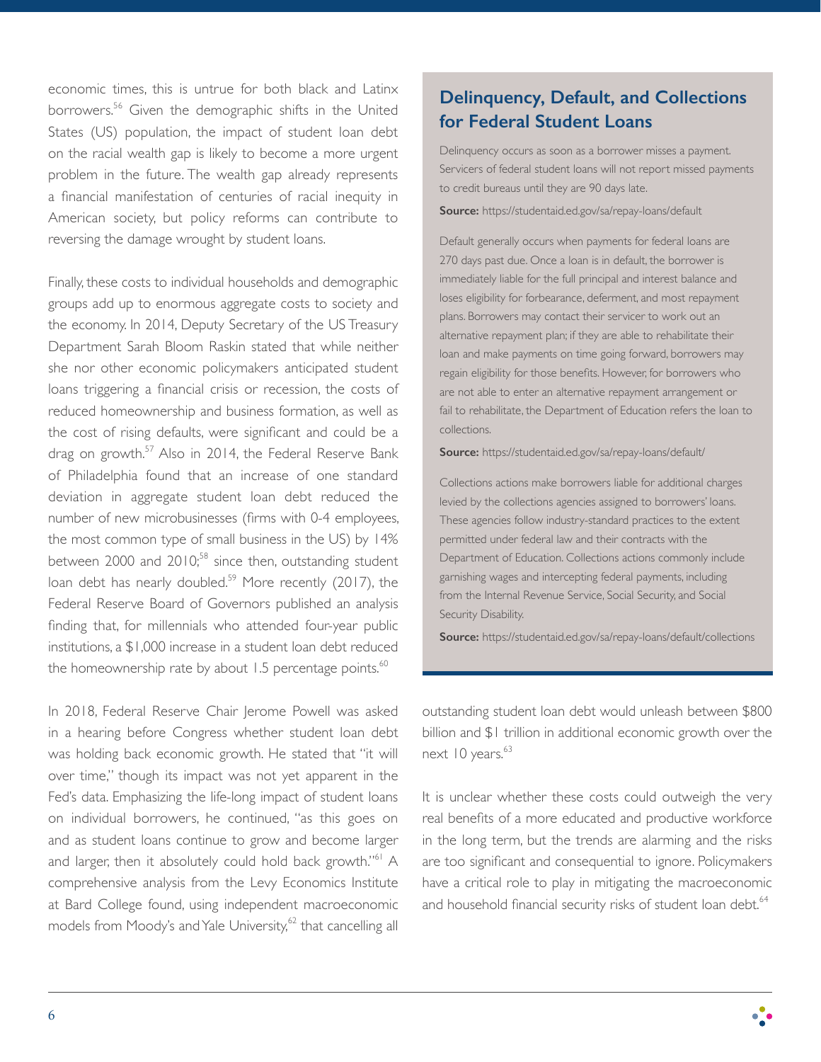economic times, this is untrue for both black and Latinx borrowers.[56] Given the demographic shifts in the United States (US) population, the impact of student loan debt on the racial wealth gap is likely to become a more urgent problem in the future. The wealth gap already represents a financial manifestation of centuries of racial inequity in American society, but policy reforms can contribute to reversing the damage wrought by student loans.

Finally, these costs to individual households and demographic groups add up to enormous aggregate costs to society and the economy. In 2014, Deputy Secretary of the US Treasury Department Sarah Bloom Raskin stated that while neither she nor other economic policymakers anticipated student loans triggering a financial crisis or recession, the costs of reduced homeownership and business formation, as well as the cost of rising defaults, were significant and could be a drag on growth.[57] Also in 2014, the Federal Reserve Bank of Philadelphia found that an increase of one standard deviation in aggregate student loan debt reduced the number of new microbusinesses (firms with 0-4 employees, the most common type of small business in the US) by 14% between 2000 and 2010;[58] since then, outstanding student loan debt has nearly doubled.[59] More recently (2017), the Federal Reserve Board of Governors published an analysis finding that, for millennials who attended four-year public institutions, a $1,000 increase in a student loan debt reduced the homeownership rate by about 1.5 percentage points.[60]

In 2018, Federal Reserve Chair Jerome Powell was asked in a hearing before Congress whether student loan debt was holding back economic growth. He stated that "it will over time," though its impact was not yet apparent in the Fed's data. Emphasizing the life-long impact of student loans on individual borrowers, he continued, "as this goes on and as student loans continue to grow and become larger and larger, then it absolutely could hold back growth."[61] A comprehensive analysis from the Levy Economics Institute at Bard College found, using independent macroeconomic models from Moody's and Yale University,[62] that cancelling all outstanding student loan debt would unleash between $800 billion and $1 trillion in additional economic growth over the next 10 years.[63]

It is unclear whether these costs could outweigh the very real benefits of a more educated and productive workforce in the long term, but the trends are alarming and the risks are too significant and consequential to ignore. Policymakers have a critical role to play in mitigating the macroeconomic and household financial security risks of student loan debt.[64]

## Delinquency, Default, and Collections for Federal Student Loans

Delinquency occurs as soon as a borrower misses a payment. Servicers of federal student loans will not report missed payments to credit bureaus until they are 90 days late.

**Source:** https://studentaid.ed.gov/sa/repay-loans/default

Default generally occurs when payments for federal loans are 270 days past due. Once a loan is in default, the borrower is immediately liable for the full principal and interest balance and loses eligibility for forbearance, deferment, and most repayment plans. Borrowers may contact their servicer to work out an alternative repayment plan; if they are able to rehabilitate their loan and make payments on time going forward, borrowers may regain eligibility for those benefits. However, for borrowers who are not able to enter an alternative repayment arrangement or fail to rehabilitate, the Department of Education refers the loan to collections.

**Source:** https://studentaid.ed.gov/sa/repay-loans/default/

Collections actions make borrowers liable for additional charges levied by the collections agencies assigned to borrowers' loans. These agencies follow industry-standard practices to the extent permitted under federal law and their contracts with the Department of Education. Collections actions commonly include garnishing wages and intercepting federal payments, including from the Internal Revenue Service, Social Security, and Social Security Disability.

**Source:** https://studentaid.ed.gov/sa/repay-loans/default/collections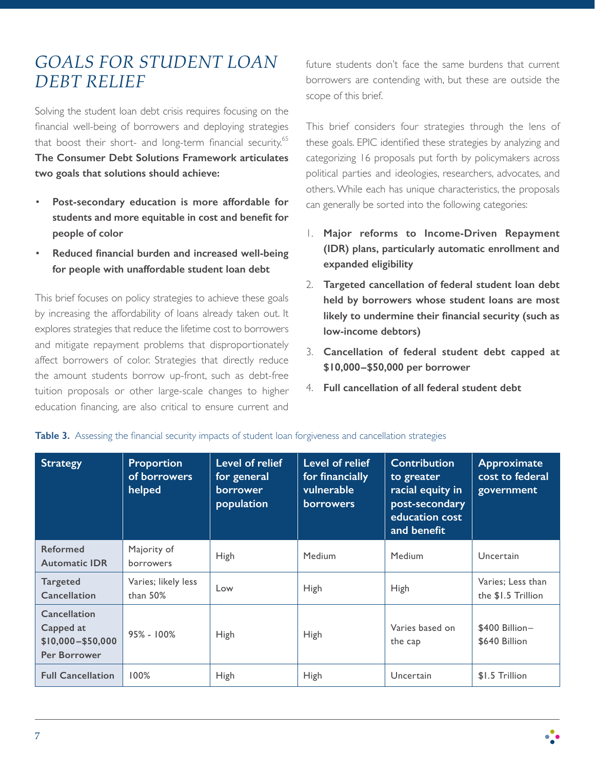# *GOALS FOR STUDENT LOAN DEBT RELIEF*

Solving the student loan debt crisis requires focusing on the financial well-being of borrowers and deploying strategies that boost their short- and long-term financial security.[65] **The Consumer Debt Solutions Framework articulates two goals that solutions should achieve:**

- **Post-secondary education is more affordable for students and more equitable in cost and benefit for people of color**
- **Reduced financial burden and increased well-being for people with unaffordable student loan debt**

This brief focuses on policy strategies to achieve these goals by increasing the affordability of loans already taken out. It explores strategies that reduce the lifetime cost to borrowers and mitigate repayment problems that disproportionately affect borrowers of color. Strategies that directly reduce the amount students borrow up-front, such as debt-free tuition proposals or other large-scale changes to higher education financing, are also critical to ensure current and future students don't face the same burdens that current borrowers are contending with, but these are outside the scope of this brief.

This brief considers four strategies through the lens of these goals. EPIC identified these strategies by analyzing and categorizing 16 proposals put forth by policymakers across political parties and ideologies, researchers, advocates, and others. While each has unique characteristics, the proposals can generally be sorted into the following categories:

1. **Major reforms to Income-Driven Repayment (IDR) plans, particularly automatic enrollment and expanded eligibility**
2. **Targeted cancellation of federal student loan debt held by borrowers whose student loans are most likely to undermine their financial security (such as low-income debtors)**
3. **Cancellation of federal student debt capped at $10,000–$50,000 per borrower**
4. **Full cancellation of all federal student debt**

**Table 3.** Assessing the financial security impacts of student loan forgiveness and cancellation strategies

| Strategy | Proportion of borrowers helped | Level of relief for general borrower population | Level of relief for financially vulnerable borrowers | Contribution to greater racial equity in post-secondary education cost and benefit | Approximate cost to federal government |
|---|---|---|---|---|---|
| **Reformed Automatic IDR** | Majority of borrowers | High | Medium | Medium | Uncertain |
| **Targeted Cancellation** | Varies; likely less than 50% | Low | High | High | Varies; Less than the $1.5 Trillion |
| **Cancellation Capped at $10,000–$50,000 Per Borrower** | 95% - 100% | High | High | Varies based on the cap | $400 Billion–$640 Billion |
| **Full Cancellation** | 100% | High | High | Uncertain | $1.5 Trillion |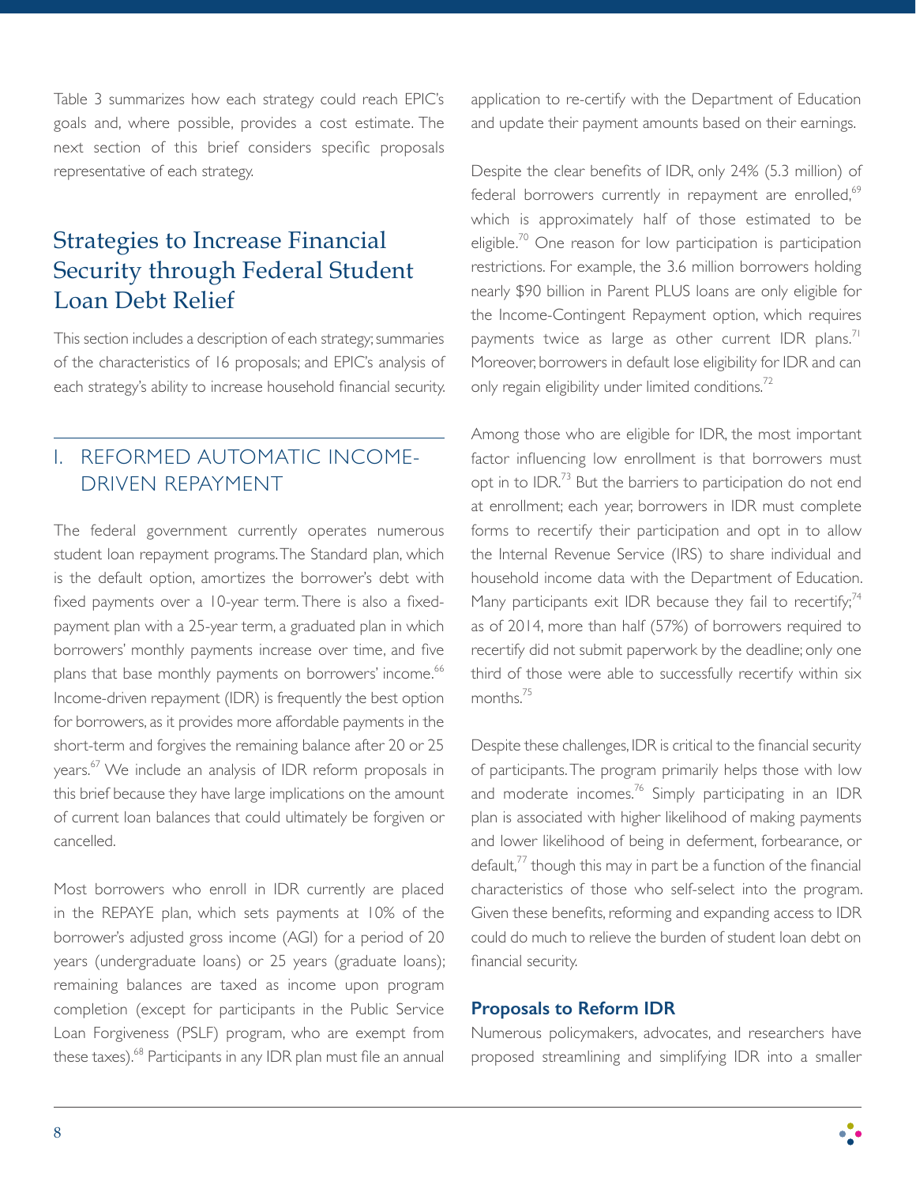Table 3 summarizes how each strategy could reach EPIC's goals and, where possible, provides a cost estimate. The next section of this brief considers specific proposals representative of each strategy.

## Strategies to Increase Financial Security through Federal Student Loan Debt Relief

This section includes a description of each strategy; summaries of the characteristics of 16 proposals; and EPIC's analysis of each strategy's ability to increase household financial security.

### I. REFORMED AUTOMATIC INCOME-DRIVEN REPAYMENT

The federal government currently operates numerous student loan repayment programs. The Standard plan, which is the default option, amortizes the borrower's debt with fixed payments over a 10-year term. There is also a fixed-payment plan with a 25-year term, a graduated plan in which borrowers' monthly payments increase over time, and five plans that base monthly payments on borrowers' income.[66] Income-driven repayment (IDR) is frequently the best option for borrowers, as it provides more affordable payments in the short-term and forgives the remaining balance after 20 or 25 years.[67] We include an analysis of IDR reform proposals in this brief because they have large implications on the amount of current loan balances that could ultimately be forgiven or cancelled.

Most borrowers who enroll in IDR currently are placed in the REPAYE plan, which sets payments at 10% of the borrower's adjusted gross income (AGI) for a period of 20 years (undergraduate loans) or 25 years (graduate loans); remaining balances are taxed as income upon program completion (except for participants in the Public Service Loan Forgiveness (PSLF) program, who are exempt from these taxes).[68] Participants in any IDR plan must file an annual application to re-certify with the Department of Education and update their payment amounts based on their earnings.

Despite the clear benefits of IDR, only 24% (5.3 million) of federal borrowers currently in repayment are enrolled,[69] which is approximately half of those estimated to be eligible.[70] One reason for low participation is participation restrictions. For example, the 3.6 million borrowers holding nearly $90 billion in Parent PLUS loans are only eligible for the Income-Contingent Repayment option, which requires payments twice as large as other current IDR plans.[71] Moreover, borrowers in default lose eligibility for IDR and can only regain eligibility under limited conditions.[72]

Among those who are eligible for IDR, the most important factor influencing low enrollment is that borrowers must opt in to IDR.[73] But the barriers to participation do not end at enrollment; each year, borrowers in IDR must complete forms to recertify their participation and opt in to allow the Internal Revenue Service (IRS) to share individual and household income data with the Department of Education. Many participants exit IDR because they fail to recertify;[74] as of 2014, more than half (57%) of borrowers required to recertify did not submit paperwork by the deadline; only one third of those were able to successfully recertify within six months.[75]

Despite these challenges, IDR is critical to the financial security of participants. The program primarily helps those with low and moderate incomes.[76] Simply participating in an IDR plan is associated with higher likelihood of making payments and lower likelihood of being in deferment, forbearance, or default,[77] though this may in part be a function of the financial characteristics of those who self-select into the program. Given these benefits, reforming and expanding access to IDR could do much to relieve the burden of student loan debt on financial security.

#### Proposals to Reform IDR

Numerous policymakers, advocates, and researchers have proposed streamlining and simplifying IDR into a smaller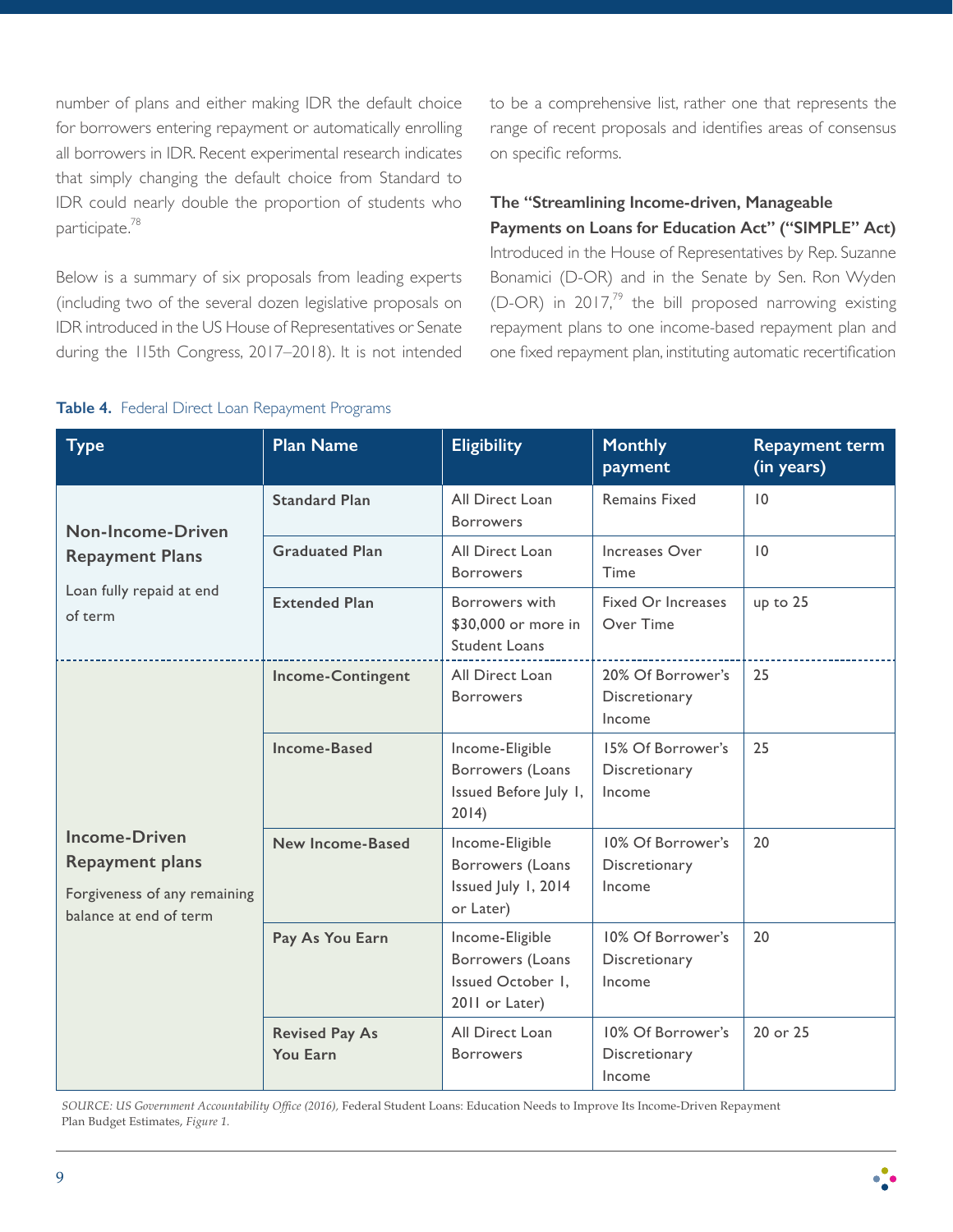number of plans and either making IDR the default choice for borrowers entering repayment or automatically enrolling all borrowers in IDR. Recent experimental research indicates that simply changing the default choice from Standard to IDR could nearly double the proportion of students who participate.[78]

Below is a summary of six proposals from leading experts (including two of the several dozen legislative proposals on IDR introduced in the US House of Representatives or Senate during the 115th Congress, 2017–2018). It is not intended to be a comprehensive list, rather one that represents the range of recent proposals and identifies areas of consensus on specific reforms.

**The "Streamlining Income-driven, Manageable Payments on Loans for Education Act" ("SIMPLE" Act)**
Introduced in the House of Representatives by Rep. Suzanne Bonamici (D-OR) and in the Senate by Sen. Ron Wyden (D-OR) in 2017,[79] the bill proposed narrowing existing repayment plans to one income-based repayment plan and one fixed repayment plan, instituting automatic recertification

**Table 4.** Federal Direct Loan Repayment Programs

| Type | Plan Name | Eligibility | Monthly payment | Repayment term (in years) |
|---|---|---|---|---|
| **Non-Income-Driven Repayment Plans** Loan fully repaid at end of term | **Standard Plan** | All Direct Loan Borrowers | Remains Fixed | 10 |
| | **Graduated Plan** | All Direct Loan Borrowers | Increases Over Time | 10 |
| | **Extended Plan** | Borrowers with $30,000 or more in Student Loans | Fixed Or Increases Over Time | up to 25 |
| **Income-Driven Repayment plans** Forgiveness of any remaining balance at end of term | **Income-Contingent** | All Direct Loan Borrowers | 20% Of Borrower's Discretionary Income | 25 |
| | **Income-Based** | Income-Eligible Borrowers (Loans Issued Before July 1, 2014) | 15% Of Borrower's Discretionary Income | 25 |
| | **New Income-Based** | Income-Eligible Borrowers (Loans Issued July 1, 2014 or Later) | 10% Of Borrower's Discretionary Income | 20 |
| | **Pay As You Earn** | Income-Eligible Borrowers (Loans Issued October 1, 2011 or Later) | 10% Of Borrower's Discretionary Income | 20 |
| | **Revised Pay As You Earn** | All Direct Loan Borrowers | 10% Of Borrower's Discretionary Income | 20 or 25 |

*SOURCE: US Government Accountability Office (2016),* Federal Student Loans: Education Needs to Improve Its Income-Driven Repayment Plan Budget Estimates, *Figure 1.*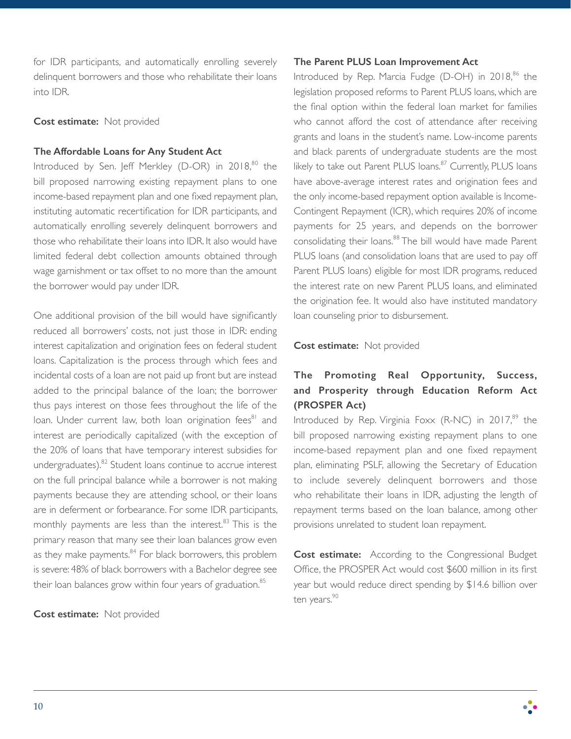for IDR participants, and automatically enrolling severely delinquent borrowers and those who rehabilitate their loans into IDR.

**Cost estimate:** Not provided

**The Affordable Loans for Any Student Act**

Introduced by Sen. Jeff Merkley (D-OR) in 2018,[80] the bill proposed narrowing existing repayment plans to one income-based repayment plan and one fixed repayment plan, instituting automatic recertification for IDR participants, and automatically enrolling severely delinquent borrowers and those who rehabilitate their loans into IDR. It also would have limited federal debt collection amounts obtained through wage garnishment or tax offset to no more than the amount the borrower would pay under IDR.

One additional provision of the bill would have significantly reduced all borrowers' costs, not just those in IDR: ending interest capitalization and origination fees on federal student loans. Capitalization is the process through which fees and incidental costs of a loan are not paid up front but are instead added to the principal balance of the loan; the borrower thus pays interest on those fees throughout the life of the loan. Under current law, both loan origination fees[81] and interest are periodically capitalized (with the exception of the 20% of loans that have temporary interest subsidies for undergraduates).[82] Student loans continue to accrue interest on the full principal balance while a borrower is not making payments because they are attending school, or their loans are in deferment or forbearance. For some IDR participants, monthly payments are less than the interest.[83] This is the primary reason that many see their loan balances grow even as they make payments.[84] For black borrowers, this problem is severe: 48% of black borrowers with a Bachelor degree see their loan balances grow within four years of graduation.[85]

**Cost estimate:** Not provided

**The Parent PLUS Loan Improvement Act**

Introduced by Rep. Marcia Fudge (D-OH) in 2018,[86] the legislation proposed reforms to Parent PLUS loans, which are the final option within the federal loan market for families who cannot afford the cost of attendance after receiving grants and loans in the student's name. Low-income parents and black parents of undergraduate students are the most likely to take out Parent PLUS loans.[87] Currently, PLUS loans have above-average interest rates and origination fees and the only income-based repayment option available is Income-Contingent Repayment (ICR), which requires 20% of income payments for 25 years, and depends on the borrower consolidating their loans.[88] The bill would have made Parent PLUS loans (and consolidation loans that are used to pay off Parent PLUS loans) eligible for most IDR programs, reduced the interest rate on new Parent PLUS loans, and eliminated the origination fee. It would also have instituted mandatory loan counseling prior to disbursement.

**Cost estimate:** Not provided

### The Promoting Real Opportunity, Success, and Prosperity through Education Reform Act (PROSPER Act)

Introduced by Rep. Virginia Foxx (R-NC) in 2017,[89] the bill proposed narrowing existing repayment plans to one income-based repayment plan and one fixed repayment plan, eliminating PSLF, allowing the Secretary of Education to include severely delinquent borrowers and those who rehabilitate their loans in IDR, adjusting the length of repayment terms based on the loan balance, among other provisions unrelated to student loan repayment.

**Cost estimate:** According to the Congressional Budget Office, the PROSPER Act would cost $600 million in its first year but would reduce direct spending by $14.6 billion over ten years.[90]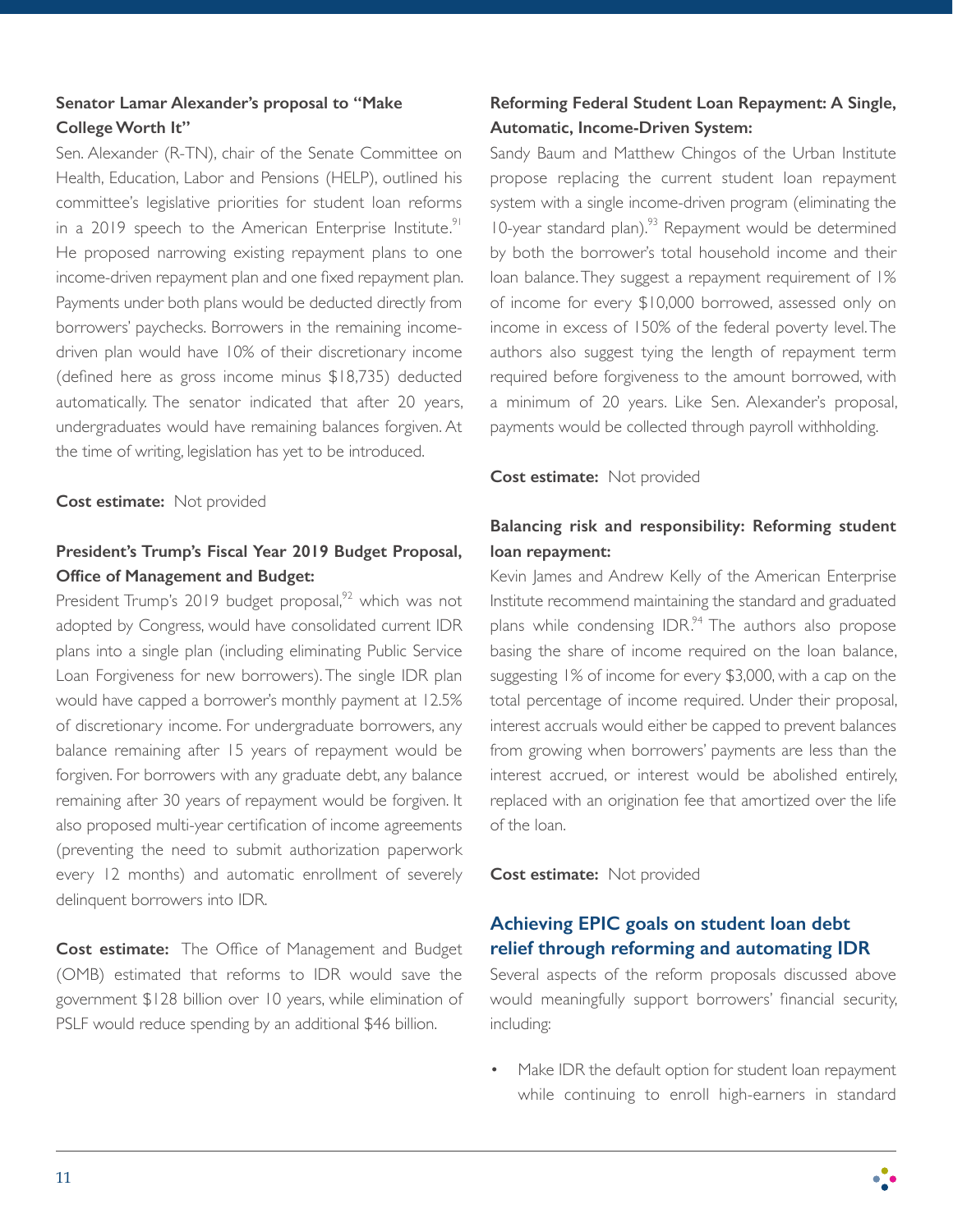**Senator Lamar Alexander's proposal to "Make College Worth It"**

Sen. Alexander (R-TN), chair of the Senate Committee on Health, Education, Labor and Pensions (HELP), outlined his committee's legislative priorities for student loan reforms in a 2019 speech to the American Enterprise Institute.[91] He proposed narrowing existing repayment plans to one income-driven repayment plan and one fixed repayment plan. Payments under both plans would be deducted directly from borrowers' paychecks. Borrowers in the remaining income-driven plan would have 10% of their discretionary income (defined here as gross income minus $18,735) deducted automatically. The senator indicated that after 20 years, undergraduates would have remaining balances forgiven. At the time of writing, legislation has yet to be introduced.

**Cost estimate:** Not provided

**President's Trump's Fiscal Year 2019 Budget Proposal, Office of Management and Budget:**

President Trump's 2019 budget proposal,[92] which was not adopted by Congress, would have consolidated current IDR plans into a single plan (including eliminating Public Service Loan Forgiveness for new borrowers). The single IDR plan would have capped a borrower's monthly payment at 12.5% of discretionary income. For undergraduate borrowers, any balance remaining after 15 years of repayment would be forgiven. For borrowers with any graduate debt, any balance remaining after 30 years of repayment would be forgiven. It also proposed multi-year certification of income agreements (preventing the need to submit authorization paperwork every 12 months) and automatic enrollment of severely delinquent borrowers into IDR.

**Cost estimate:** The Office of Management and Budget (OMB) estimated that reforms to IDR would save the government $128 billion over 10 years, while elimination of PSLF would reduce spending by an additional $46 billion.

**Reforming Federal Student Loan Repayment: A Single, Automatic, Income-Driven System:**

Sandy Baum and Matthew Chingos of the Urban Institute propose replacing the current student loan repayment system with a single income-driven program (eliminating the 10-year standard plan).[93] Repayment would be determined by both the borrower's total household income and their loan balance. They suggest a repayment requirement of 1% of income for every $10,000 borrowed, assessed only on income in excess of 150% of the federal poverty level. The authors also suggest tying the length of repayment term required before forgiveness to the amount borrowed, with a minimum of 20 years. Like Sen. Alexander's proposal, payments would be collected through payroll withholding.

**Cost estimate:** Not provided

**Balancing risk and responsibility: Reforming student loan repayment:**

Kevin James and Andrew Kelly of the American Enterprise Institute recommend maintaining the standard and graduated plans while condensing IDR.[94] The authors also propose basing the share of income required on the loan balance, suggesting 1% of income for every $3,000, with a cap on the total percentage of income required. Under their proposal, interest accruals would either be capped to prevent balances from growing when borrowers' payments are less than the interest accrued, or interest would be abolished entirely, replaced with an origination fee that amortized over the life of the loan.

**Cost estimate:** Not provided

## Achieving EPIC goals on student loan debt relief through reforming and automating IDR

Several aspects of the reform proposals discussed above would meaningfully support borrowers' financial security, including:

- Make IDR the default option for student loan repayment while continuing to enroll high-earners in standard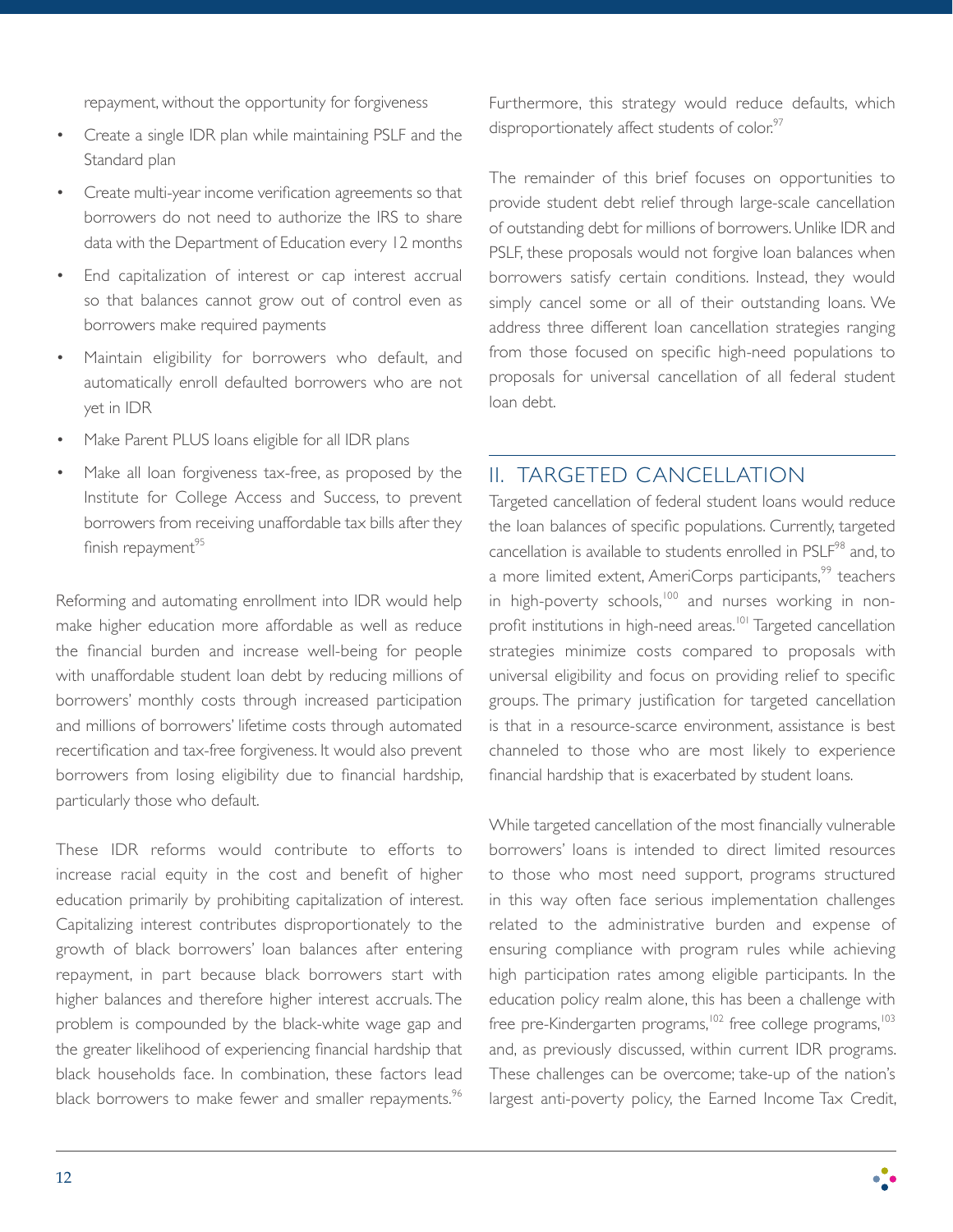repayment, without the opportunity for forgiveness

- Create a single IDR plan while maintaining PSLF and the Standard plan
- Create multi-year income verification agreements so that borrowers do not need to authorize the IRS to share data with the Department of Education every 12 months
- End capitalization of interest or cap interest accrual so that balances cannot grow out of control even as borrowers make required payments
- Maintain eligibility for borrowers who default, and automatically enroll defaulted borrowers who are not yet in IDR
- Make Parent PLUS loans eligible for all IDR plans
- Make all loan forgiveness tax-free, as proposed by the Institute for College Access and Success, to prevent borrowers from receiving unaffordable tax bills after they finish repayment[95]

Reforming and automating enrollment into IDR would help make higher education more affordable as well as reduce the financial burden and increase well-being for people with unaffordable student loan debt by reducing millions of borrowers' monthly costs through increased participation and millions of borrowers' lifetime costs through automated recertification and tax-free forgiveness. It would also prevent borrowers from losing eligibility due to financial hardship, particularly those who default.

These IDR reforms would contribute to efforts to increase racial equity in the cost and benefit of higher education primarily by prohibiting capitalization of interest. Capitalizing interest contributes disproportionately to the growth of black borrowers' loan balances after entering repayment, in part because black borrowers start with higher balances and therefore higher interest accruals. The problem is compounded by the black-white wage gap and the greater likelihood of experiencing financial hardship that black households face. In combination, these factors lead black borrowers to make fewer and smaller repayments.[96] Furthermore, this strategy would reduce defaults, which disproportionately affect students of color.[97]

The remainder of this brief focuses on opportunities to provide student debt relief through large-scale cancellation of outstanding debt for millions of borrowers. Unlike IDR and PSLF, these proposals would not forgive loan balances when borrowers satisfy certain conditions. Instead, they would simply cancel some or all of their outstanding loans. We address three different loan cancellation strategies ranging from those focused on specific high-need populations to proposals for universal cancellation of all federal student loan debt.

## II. TARGETED CANCELLATION

Targeted cancellation of federal student loans would reduce the loan balances of specific populations. Currently, targeted cancellation is available to students enrolled in PSLF[98] and, to a more limited extent, AmeriCorps participants,[99] teachers in high-poverty schools,[100] and nurses working in non-profit institutions in high-need areas.[101] Targeted cancellation strategies minimize costs compared to proposals with universal eligibility and focus on providing relief to specific groups. The primary justification for targeted cancellation is that in a resource-scarce environment, assistance is best channeled to those who are most likely to experience financial hardship that is exacerbated by student loans.

While targeted cancellation of the most financially vulnerable borrowers' loans is intended to direct limited resources to those who most need support, programs structured in this way often face serious implementation challenges related to the administrative burden and expense of ensuring compliance with program rules while achieving high participation rates among eligible participants. In the education policy realm alone, this has been a challenge with free pre-Kindergarten programs,[102] free college programs,[103] and, as previously discussed, within current IDR programs. These challenges can be overcome; take-up of the nation's largest anti-poverty policy, the Earned Income Tax Credit,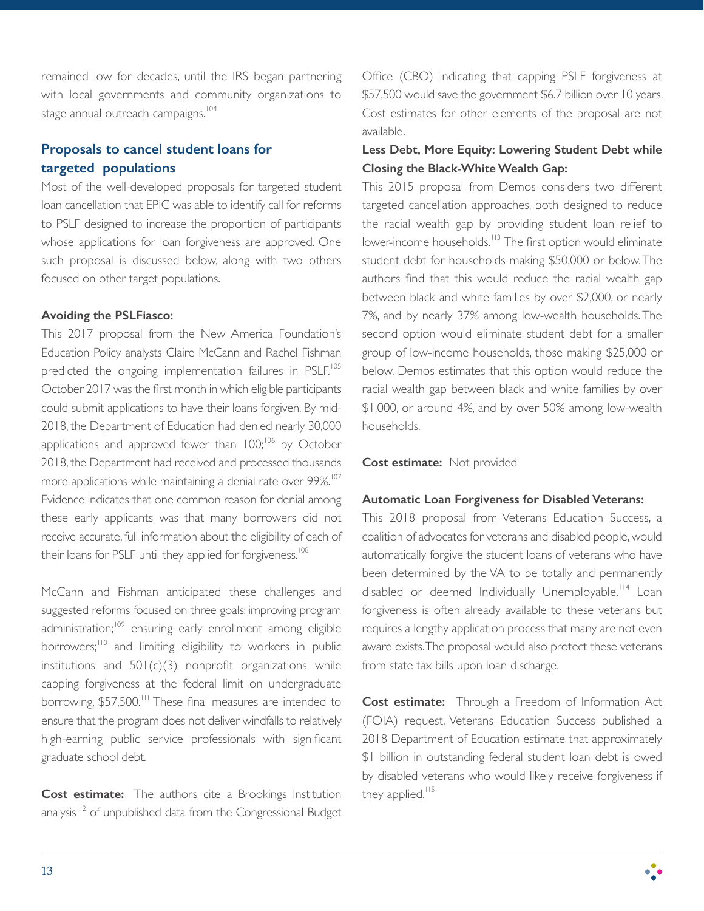remained low for decades, until the IRS began partnering with local governments and community organizations to stage annual outreach campaigns.[104]

## Proposals to cancel student loans for targeted populations

Most of the well-developed proposals for targeted student loan cancellation that EPIC was able to identify call for reforms to PSLF designed to increase the proportion of participants whose applications for loan forgiveness are approved. One such proposal is discussed below, along with two others focused on other target populations.

**Avoiding the PSLFiasco:**

This 2017 proposal from the New America Foundation's Education Policy analysts Claire McCann and Rachel Fishman predicted the ongoing implementation failures in PSLF.[105] October 2017 was the first month in which eligible participants could submit applications to have their loans forgiven. By mid-2018, the Department of Education had denied nearly 30,000 applications and approved fewer than 100;[106] by October 2018, the Department had received and processed thousands more applications while maintaining a denial rate over 99%.[107] Evidence indicates that one common reason for denial among these early applicants was that many borrowers did not receive accurate, full information about the eligibility of each of their loans for PSLF until they applied for forgiveness.[108]

McCann and Fishman anticipated these challenges and suggested reforms focused on three goals: improving program administration;[109] ensuring early enrollment among eligible borrowers;[110] and limiting eligibility to workers in public institutions and 501(c)(3) nonprofit organizations while capping forgiveness at the federal limit on undergraduate borrowing, $57,500.[111] These final measures are intended to ensure that the program does not deliver windfalls to relatively high-earning public service professionals with significant graduate school debt.

**Cost estimate:** The authors cite a Brookings Institution analysis[112] of unpublished data from the Congressional Budget Office (CBO) indicating that capping PSLF forgiveness at $57,500 would save the government $6.7 billion over 10 years. Cost estimates for other elements of the proposal are not available.

**Less Debt, More Equity: Lowering Student Debt while Closing the Black-White Wealth Gap:**

This 2015 proposal from Demos considers two different targeted cancellation approaches, both designed to reduce the racial wealth gap by providing student loan relief to lower-income households.[113] The first option would eliminate student debt for households making $50,000 or below. The authors find that this would reduce the racial wealth gap between black and white families by over $2,000, or nearly 7%, and by nearly 37% among low-wealth households. The second option would eliminate student debt for a smaller group of low-income households, those making $25,000 or below. Demos estimates that this option would reduce the racial wealth gap between black and white families by over $1,000, or around 4%, and by over 50% among low-wealth households.

**Cost estimate:** Not provided

**Automatic Loan Forgiveness for Disabled Veterans:**

This 2018 proposal from Veterans Education Success, a coalition of advocates for veterans and disabled people, would automatically forgive the student loans of veterans who have been determined by the VA to be totally and permanently disabled or deemed Individually Unemployable.[114] Loan forgiveness is often already available to these veterans but requires a lengthy application process that many are not even aware exists. The proposal would also protect these veterans from state tax bills upon loan discharge.

**Cost estimate:** Through a Freedom of Information Act (FOIA) request, Veterans Education Success published a 2018 Department of Education estimate that approximately $1 billion in outstanding federal student loan debt is owed by disabled veterans who would likely receive forgiveness if they applied.[115]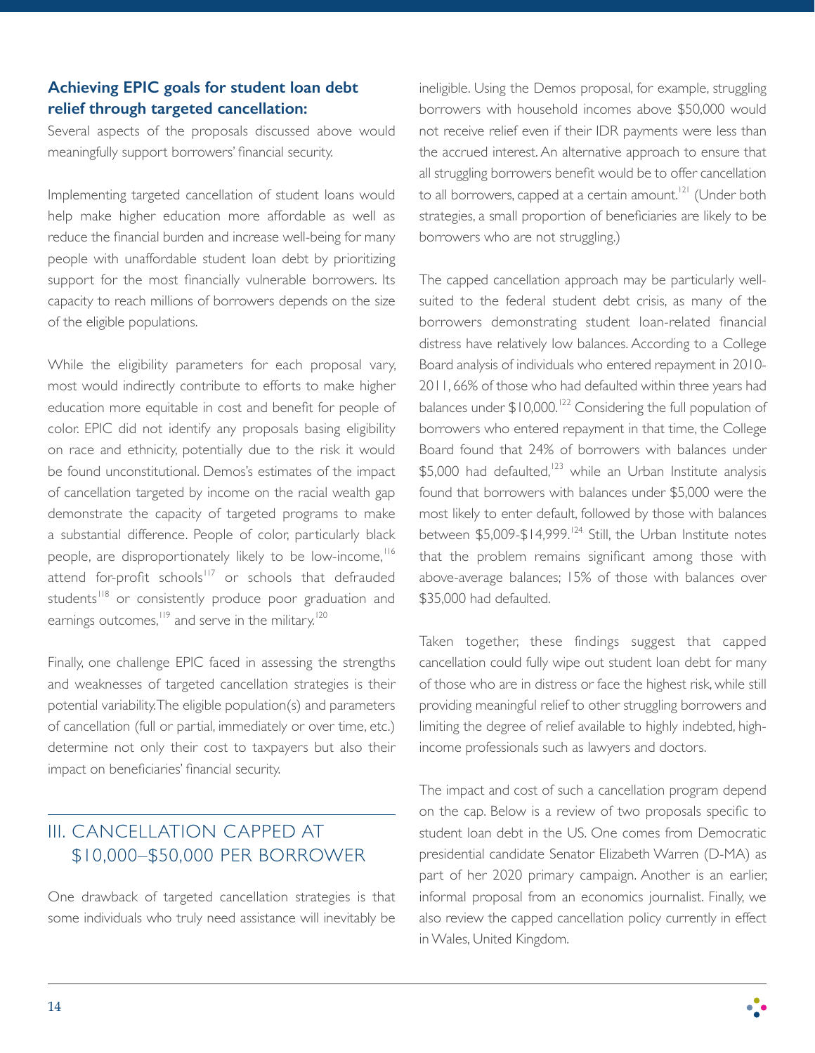**Achieving EPIC goals for student loan debt relief through targeted cancellation:**

Several aspects of the proposals discussed above would meaningfully support borrowers' financial security.

Implementing targeted cancellation of student loans would help make higher education more affordable as well as reduce the financial burden and increase well-being for many people with unaffordable student loan debt by prioritizing support for the most financially vulnerable borrowers. Its capacity to reach millions of borrowers depends on the size of the eligible populations.

While the eligibility parameters for each proposal vary, most would indirectly contribute to efforts to make higher education more equitable in cost and benefit for people of color. EPIC did not identify any proposals basing eligibility on race and ethnicity, potentially due to the risk it would be found unconstitutional. Demos's estimates of the impact of cancellation targeted by income on the racial wealth gap demonstrate the capacity of targeted programs to make a substantial difference. People of color, particularly black people, are disproportionately likely to be low-income,[116] attend for-profit schools[117] or schools that defrauded students[118] or consistently produce poor graduation and earnings outcomes,[119] and serve in the military.[120]

Finally, one challenge EPIC faced in assessing the strengths and weaknesses of targeted cancellation strategies is their potential variability. The eligible population(s) and parameters of cancellation (full or partial, immediately or over time, etc.) determine not only their cost to taxpayers but also their impact on beneficiaries' financial security.

## III. CANCELLATION CAPPED AT $10,000–$50,000 PER BORROWER

One drawback of targeted cancellation strategies is that some individuals who truly need assistance will inevitably be ineligible. Using the Demos proposal, for example, struggling borrowers with household incomes above $50,000 would not receive relief even if their IDR payments were less than the accrued interest. An alternative approach to ensure that all struggling borrowers benefit would be to offer cancellation to all borrowers, capped at a certain amount.[121] (Under both strategies, a small proportion of beneficiaries are likely to be borrowers who are not struggling.)

The capped cancellation approach may be particularly well-suited to the federal student debt crisis, as many of the borrowers demonstrating student loan-related financial distress have relatively low balances. According to a College Board analysis of individuals who entered repayment in 2010-2011, 66% of those who had defaulted within three years had balances under $10,000.[122] Considering the full population of borrowers who entered repayment in that time, the College Board found that 24% of borrowers with balances under $5,000 had defaulted,[123] while an Urban Institute analysis found that borrowers with balances under $5,000 were the most likely to enter default, followed by those with balances between $5,009-$14,999.[124] Still, the Urban Institute notes that the problem remains significant among those with above-average balances; 15% of those with balances over $35,000 had defaulted.

Taken together, these findings suggest that capped cancellation could fully wipe out student loan debt for many of those who are in distress or face the highest risk, while still providing meaningful relief to other struggling borrowers and limiting the degree of relief available to highly indebted, high-income professionals such as lawyers and doctors.

The impact and cost of such a cancellation program depend on the cap. Below is a review of two proposals specific to student loan debt in the US. One comes from Democratic presidential candidate Senator Elizabeth Warren (D-MA) as part of her 2020 primary campaign. Another is an earlier, informal proposal from an economics journalist. Finally, we also review the capped cancellation policy currently in effect in Wales, United Kingdom.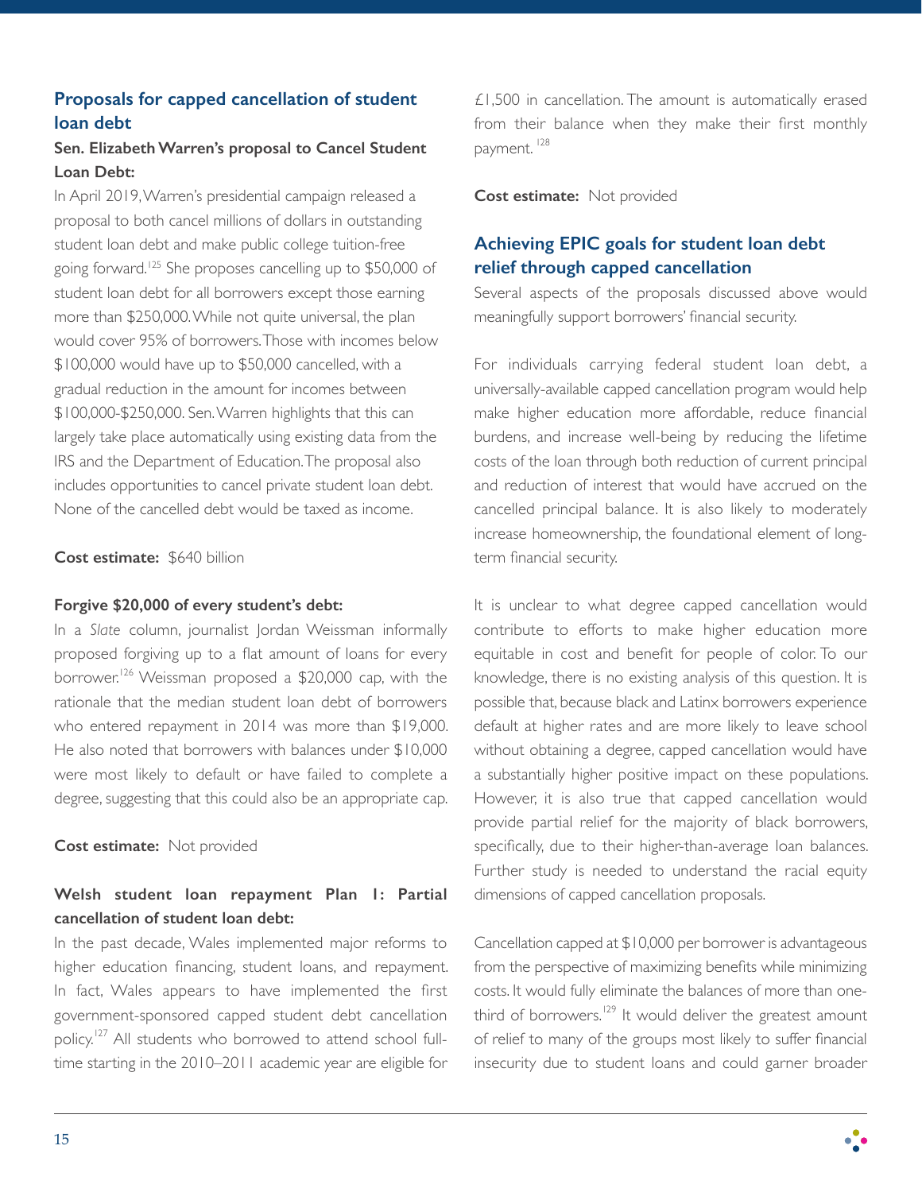## Proposals for capped cancellation of student loan debt

### Sen. Elizabeth Warren's proposal to Cancel Student Loan Debt:

In April 2019, Warren's presidential campaign released a proposal to both cancel millions of dollars in outstanding student loan debt and make public college tuition-free going forward.[125] She proposes cancelling up to $50,000 of student loan debt for all borrowers except those earning more than $250,000. While not quite universal, the plan would cover 95% of borrowers. Those with incomes below $100,000 would have up to $50,000 cancelled, with a gradual reduction in the amount for incomes between $100,000-$250,000. Sen. Warren highlights that this can largely take place automatically using existing data from the IRS and the Department of Education. The proposal also includes opportunities to cancel private student loan debt. None of the cancelled debt would be taxed as income.

**Cost estimate:** $640 billion

### Forgive $20,000 of every student's debt:

In a *Slate* column, journalist Jordan Weissman informally proposed forgiving up to a flat amount of loans for every borrower.[126] Weissman proposed a $20,000 cap, with the rationale that the median student loan debt of borrowers who entered repayment in 2014 was more than $19,000. He also noted that borrowers with balances under $10,000 were most likely to default or have failed to complete a degree, suggesting that this could also be an appropriate cap.

**Cost estimate:** Not provided

### Welsh student loan repayment Plan 1: Partial cancellation of student loan debt:

In the past decade, Wales implemented major reforms to higher education financing, student loans, and repayment. In fact, Wales appears to have implemented the first government-sponsored capped student debt cancellation policy.[127] All students who borrowed to attend school full-time starting in the 2010–2011 academic year are eligible for £1,500 in cancellation. The amount is automatically erased from their balance when they make their first monthly payment.[128]

**Cost estimate:** Not provided

## Achieving EPIC goals for student loan debt relief through capped cancellation

Several aspects of the proposals discussed above would meaningfully support borrowers' financial security.

For individuals carrying federal student loan debt, a universally-available capped cancellation program would help make higher education more affordable, reduce financial burdens, and increase well-being by reducing the lifetime costs of the loan through both reduction of current principal and reduction of interest that would have accrued on the cancelled principal balance. It is also likely to moderately increase homeownership, the foundational element of long-term financial security.

It is unclear to what degree capped cancellation would contribute to efforts to make higher education more equitable in cost and benefit for people of color. To our knowledge, there is no existing analysis of this question. It is possible that, because black and Latinx borrowers experience default at higher rates and are more likely to leave school without obtaining a degree, capped cancellation would have a substantially higher positive impact on these populations. However, it is also true that capped cancellation would provide partial relief for the majority of black borrowers, specifically, due to their higher-than-average loan balances. Further study is needed to understand the racial equity dimensions of capped cancellation proposals.

Cancellation capped at $10,000 per borrower is advantageous from the perspective of maximizing benefits while minimizing costs. It would fully eliminate the balances of more than one-third of borrowers.[129] It would deliver the greatest amount of relief to many of the groups most likely to suffer financial insecurity due to student loans and could garner broader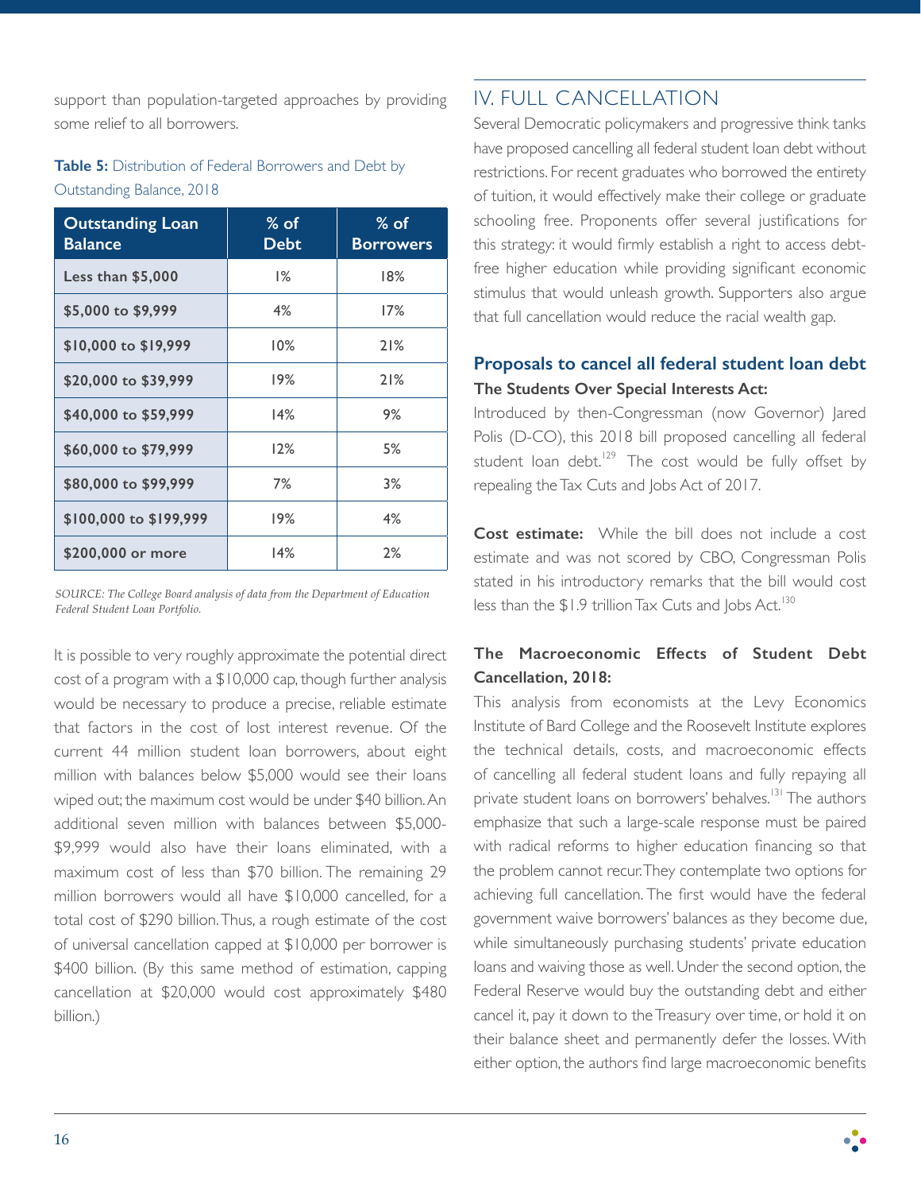support than population-targeted approaches by providing some relief to all borrowers.

**Table 5:** Distribution of Federal Borrowers and Debt by Outstanding Balance, 2018

| Outstanding Loan Balance | % of Debt | % of Borrowers |
|---|---|---|
| Less than $5,000 | 1% | 18% |
| $5,000 to $9,999 | 4% | 17% |
| $10,000 to $19,999 | 10% | 21% |
| $20,000 to $39,999 | 19% | 21% |
| $40,000 to $59,999 | 14% | 9% |
| $60,000 to $79,999 | 12% | 5% |
| $80,000 to $99,999 | 7% | 3% |
| $100,000 to $199,999 | 19% | 4% |
| $200,000 or more | 14% | 2% |

*SOURCE: The College Board analysis of data from the Department of Education Federal Student Loan Portfolio.*

It is possible to very roughly approximate the potential direct cost of a program with a $10,000 cap, though further analysis would be necessary to produce a precise, reliable estimate that factors in the cost of lost interest revenue. Of the current 44 million student loan borrowers, about eight million with balances below $5,000 would see their loans wiped out; the maximum cost would be under $40 billion. An additional seven million with balances between $5,000-$9,999 would also have their loans eliminated, with a maximum cost of less than $70 billion. The remaining 29 million borrowers would all have $10,000 cancelled, for a total cost of $290 billion. Thus, a rough estimate of the cost of universal cancellation capped at $10,000 per borrower is $400 billion. (By this same method of estimation, capping cancellation at $20,000 would cost approximately $480 billion.)

## IV. FULL CANCELLATION

Several Democratic policymakers and progressive think tanks have proposed cancelling all federal student loan debt without restrictions. For recent graduates who borrowed the entirety of tuition, it would effectively make their college or graduate schooling free. Proponents offer several justifications for this strategy: it would firmly establish a right to access debt-free higher education while providing significant economic stimulus that would unleash growth. Supporters also argue that full cancellation would reduce the racial wealth gap.

### Proposals to cancel all federal student loan debt

**The Students Over Special Interests Act:**

Introduced by then-Congressman (now Governor) Jared Polis (D-CO), this 2018 bill proposed cancelling all federal student loan debt.[129] The cost would be fully offset by repealing the Tax Cuts and Jobs Act of 2017.

**Cost estimate:** While the bill does not include a cost estimate and was not scored by CBO, Congressman Polis stated in his introductory remarks that the bill would cost less than the $1.9 trillion Tax Cuts and Jobs Act.[130]

**The Macroeconomic Effects of Student Debt Cancellation, 2018:**

This analysis from economists at the Levy Economics Institute of Bard College and the Roosevelt Institute explores the technical details, costs, and macroeconomic effects of cancelling all federal student loans and fully repaying all private student loans on borrowers' behalves.[131] The authors emphasize that such a large-scale response must be paired with radical reforms to higher education financing so that the problem cannot recur. They contemplate two options for achieving full cancellation. The first would have the federal government waive borrowers' balances as they become due, while simultaneously purchasing students' private education loans and waiving those as well. Under the second option, the Federal Reserve would buy the outstanding debt and either cancel it, pay it down to the Treasury over time, or hold it on their balance sheet and permanently defer the losses. With either option, the authors find large macroeconomic benefits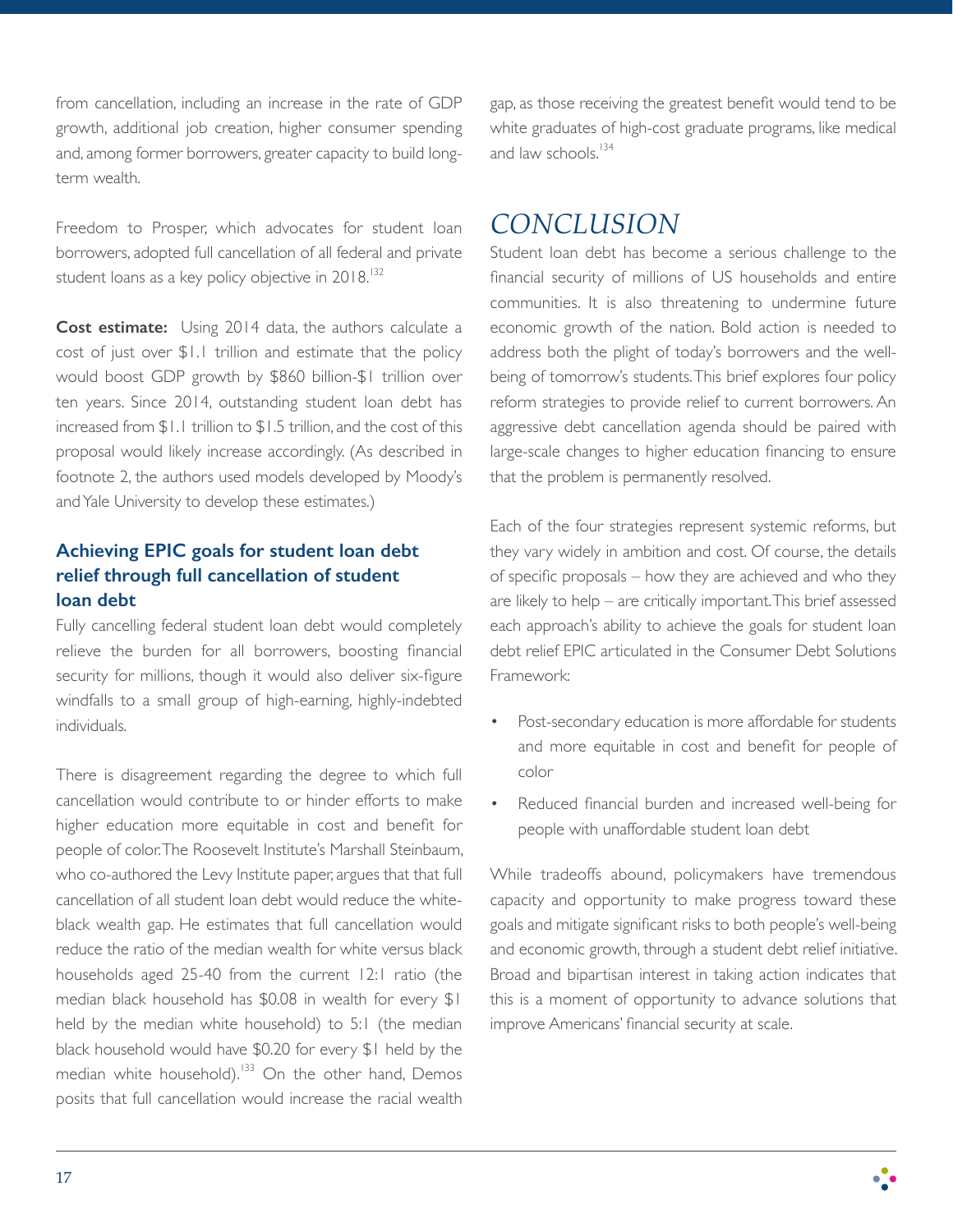from cancellation, including an increase in the rate of GDP growth, additional job creation, higher consumer spending and, among former borrowers, greater capacity to build long-term wealth.

Freedom to Prosper, which advocates for student loan borrowers, adopted full cancellation of all federal and private student loans as a key policy objective in 2018.[132]

**Cost estimate:** Using 2014 data, the authors calculate a cost of just over $1.1 trillion and estimate that the policy would boost GDP growth by $860 billion-$1 trillion over ten years. Since 2014, outstanding student loan debt has increased from $1.1 trillion to $1.5 trillion, and the cost of this proposal would likely increase accordingly. (As described in footnote 2, the authors used models developed by Moody's and Yale University to develop these estimates.)

### Achieving EPIC goals for student loan debt relief through full cancellation of student loan debt

Fully cancelling federal student loan debt would completely relieve the burden for all borrowers, boosting financial security for millions, though it would also deliver six-figure windfalls to a small group of high-earning, highly-indebted individuals.

There is disagreement regarding the degree to which full cancellation would contribute to or hinder efforts to make higher education more equitable in cost and benefit for people of color. The Roosevelt Institute's Marshall Steinbaum, who co-authored the Levy Institute paper, argues that that full cancellation of all student loan debt would reduce the white-black wealth gap. He estimates that full cancellation would reduce the ratio of the median wealth for white versus black households aged 25-40 from the current 12:1 ratio (the median black household has $0.08 in wealth for every $1 held by the median white household) to 5:1 (the median black household would have $0.20 for every $1 held by the median white household).[133] On the other hand, Demos posits that full cancellation would increase the racial wealth gap, as those receiving the greatest benefit would tend to be white graduates of high-cost graduate programs, like medical and law schools.[134]

## *CONCLUSION*

Student loan debt has become a serious challenge to the financial security of millions of US households and entire communities. It is also threatening to undermine future economic growth of the nation. Bold action is needed to address both the plight of today's borrowers and the well-being of tomorrow's students. This brief explores four policy reform strategies to provide relief to current borrowers. An aggressive debt cancellation agenda should be paired with large-scale changes to higher education financing to ensure that the problem is permanently resolved.

Each of the four strategies represent systemic reforms, but they vary widely in ambition and cost. Of course, the details of specific proposals – how they are achieved and who they are likely to help – are critically important. This brief assessed each approach's ability to achieve the goals for student loan debt relief EPIC articulated in the Consumer Debt Solutions Framework:

- Post-secondary education is more affordable for students and more equitable in cost and benefit for people of color
- Reduced financial burden and increased well-being for people with unaffordable student loan debt

While tradeoffs abound, policymakers have tremendous capacity and opportunity to make progress toward these goals and mitigate significant risks to both people's well-being and economic growth, through a student debt relief initiative. Broad and bipartisan interest in taking action indicates that this is a moment of opportunity to advance solutions that improve Americans' financial security at scale.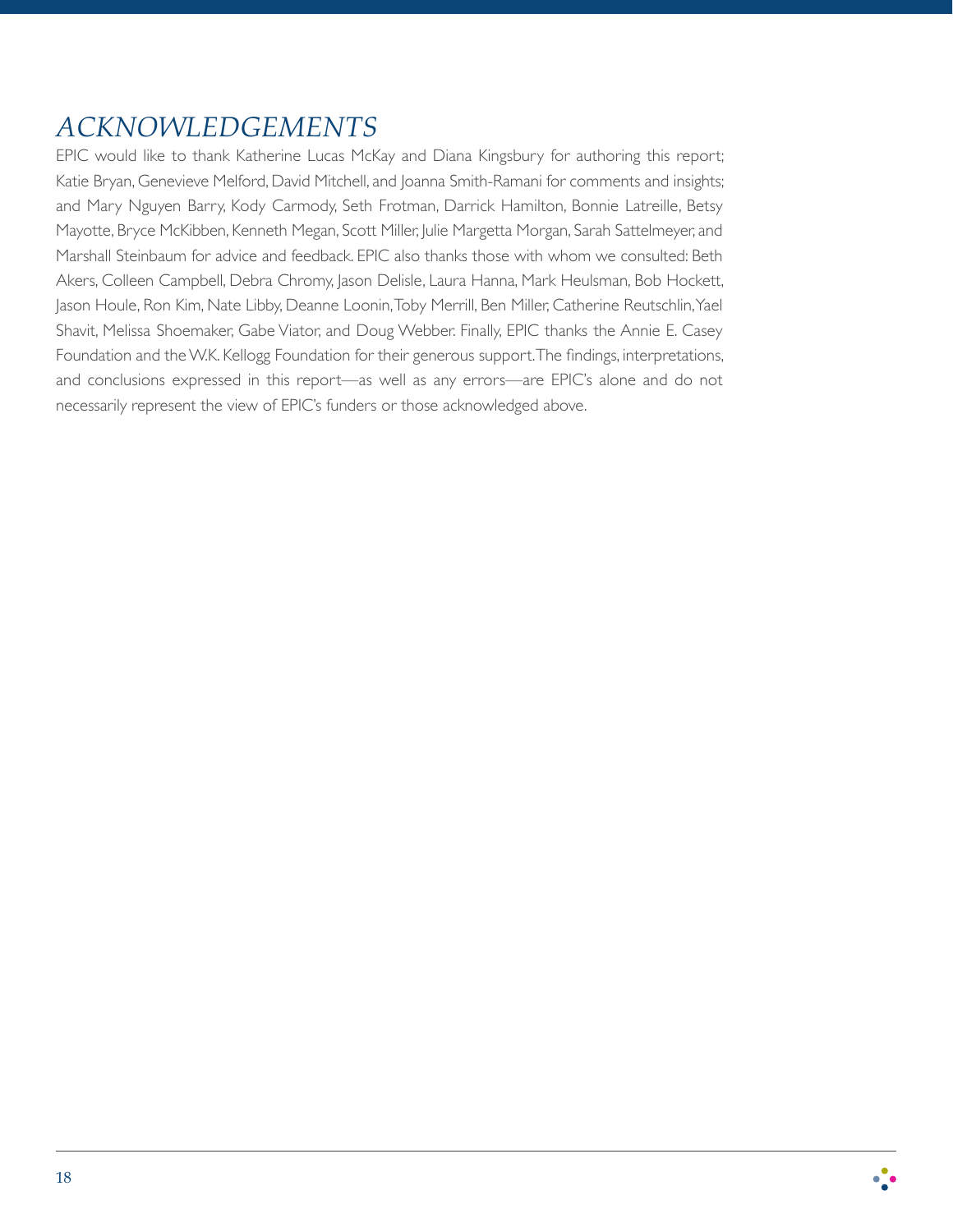# *ACKNOWLEDGEMENTS*

EPIC would like to thank Katherine Lucas McKay and Diana Kingsbury for authoring this report; Katie Bryan, Genevieve Melford, David Mitchell, and Joanna Smith-Ramani for comments and insights; and Mary Nguyen Barry, Kody Carmody, Seth Frotman, Darrick Hamilton, Bonnie Latreille, Betsy Mayotte, Bryce McKibben, Kenneth Megan, Scott Miller, Julie Margetta Morgan, Sarah Sattelmeyer, and Marshall Steinbaum for advice and feedback. EPIC also thanks those with whom we consulted: Beth Akers, Colleen Campbell, Debra Chromy, Jason Delisle, Laura Hanna, Mark Heulsman, Bob Hockett, Jason Houle, Ron Kim, Nate Libby, Deanne Loonin, Toby Merrill, Ben Miller, Catherine Reutschlin, Yael Shavit, Melissa Shoemaker, Gabe Viator, and Doug Webber. Finally, EPIC thanks the Annie E. Casey Foundation and the W.K. Kellogg Foundation for their generous support. The findings, interpretations, and conclusions expressed in this report—as well as any errors—are EPIC's alone and do not necessarily represent the view of EPIC's funders or those acknowledged above.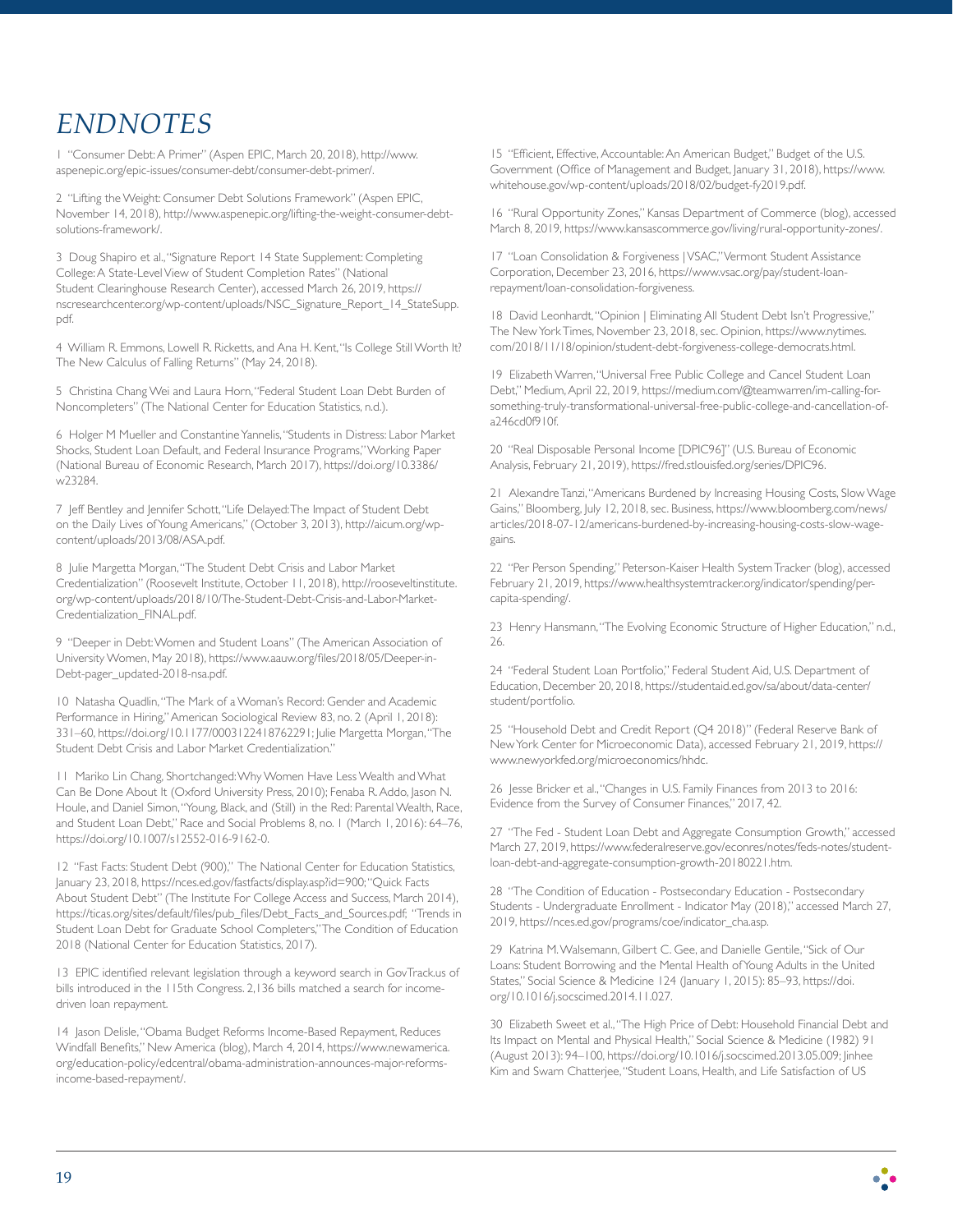# ENDNOTES

1 "Consumer Debt: A Primer" (Aspen EPIC, March 20, 2018), http://www.aspenepic.org/epic-issues/consumer-debt/consumer-debt-primer/.

2 "Lifting the Weight: Consumer Debt Solutions Framework" (Aspen EPIC, November 14, 2018), http://www.aspenepic.org/lifting-the-weight-consumer-debt-solutions-framework/.

3 Doug Shapiro et al., "Signature Report 14 State Supplement: Completing College: A State-Level View of Student Completion Rates" (National Student Clearinghouse Research Center), accessed March 26, 2019, https://nscresearchcenter.org/wp-content/uploads/NSC_Signature_Report_14_StateSupp.pdf.

4 William R. Emmons, Lowell R. Ricketts, and Ana H. Kent, "Is College Still Worth It? The New Calculus of Falling Returns" (May 24, 2018).

5 Christina Chang Wei and Laura Horn, "Federal Student Loan Debt Burden of Noncompleters" (The National Center for Education Statistics, n.d.).

6 Holger M Mueller and Constantine Yannelis, "Students in Distress: Labor Market Shocks, Student Loan Default, and Federal Insurance Programs," Working Paper (National Bureau of Economic Research, March 2017), https://doi.org/10.3386/w23284.

7 Jeff Bentley and Jennifer Schott, "Life Delayed: The Impact of Student Debt on the Daily Lives of Young Americans," (October 3, 2013), http://aicum.org/wp-content/uploads/2013/08/ASA.pdf.

8 Julie Margetta Morgan, "The Student Debt Crisis and Labor Market Credentialization" (Roosevelt Institute, October 11, 2018), http://rooseveltinstitute.org/wp-content/uploads/2018/10/The-Student-Debt-Crisis-and-Labor-Market-Credentialization_FINAL.pdf.

9 "Deeper in Debt: Women and Student Loans" (The American Association of University Women, May 2018), https://www.aauw.org/files/2018/05/Deeper-in-Debt-pager_updated-2018-nsa.pdf.

10 Natasha Quadlin, "The Mark of a Woman's Record: Gender and Academic Performance in Hiring," American Sociological Review 83, no. 2 (April 1, 2018): 331–60, https://doi.org/10.1177/0003122418762291; Julie Margetta Morgan, "The Student Debt Crisis and Labor Market Credentialization."

11 Mariko Lin Chang, Shortchanged: Why Women Have Less Wealth and What Can Be Done About It (Oxford University Press, 2010); Fenaba R. Addo, Jason N. Houle, and Daniel Simon, "Young, Black, and (Still) in the Red: Parental Wealth, Race, and Student Loan Debt," Race and Social Problems 8, no. 1 (March 1, 2016): 64–76, https://doi.org/10.1007/s12552-016-9162-0.

12 "Fast Facts: Student Debt (900)," The National Center for Education Statistics, January 23, 2018, https://nces.ed.gov/fastfacts/display.asp?id=900; "Quick Facts About Student Debt" (The Institute For College Access and Success, March 2014), https://ticas.org/sites/default/files/pub_files/Debt_Facts_and_Sources.pdf; "Trends in Student Loan Debt for Graduate School Completers," The Condition of Education 2018 (National Center for Education Statistics, 2017).

13 EPIC identified relevant legislation through a keyword search in GovTrack.us of bills introduced in the 115th Congress. 2,136 bills matched a search for income-driven loan repayment.

14 Jason Delisle, "Obama Budget Reforms Income-Based Repayment, Reduces Windfall Benefits," New America (blog), March 4, 2014, https://www.newamerica.org/education-policy/edcentral/obama-administration-announces-major-reforms-income-based-repayment/.

15 "Efficient, Effective, Accountable: An American Budget," Budget of the U.S. Government (Office of Management and Budget, January 31, 2018), https://www.whitehouse.gov/wp-content/uploads/2018/02/budget-fy2019.pdf.

16 "Rural Opportunity Zones," Kansas Department of Commerce (blog), accessed March 8, 2019, https://www.kansascommerce.gov/living/rural-opportunity-zones/.

17 "Loan Consolidation & Forgiveness | VSAC," Vermont Student Assistance Corporation, December 23, 2016, https://www.vsac.org/pay/student-loan-repayment/loan-consolidation-forgiveness.

18 David Leonhardt, "Opinion | Eliminating All Student Debt Isn't Progressive," The New York Times, November 23, 2018, sec. Opinion, https://www.nytimes.com/2018/11/18/opinion/student-debt-forgiveness-college-democrats.html.

19 Elizabeth Warren, "Universal Free Public College and Cancel Student Loan Debt," Medium, April 22, 2019, https://medium.com/@teamwarren/im-calling-for-something-truly-transformational-universal-free-public-college-and-cancellation-of-a246cd0f910f.

20 "Real Disposable Personal Income [DPIC96]" (U.S. Bureau of Economic Analysis, February 21, 2019), https://fred.stlouisfed.org/series/DPIC96.

21 Alexandre Tanzi, "Americans Burdened by Increasing Housing Costs, Slow Wage Gains," Bloomberg, July 12, 2018, sec. Business, https://www.bloomberg.com/news/articles/2018-07-12/americans-burdened-by-increasing-housing-costs-slow-wage-gains.

22 "Per Person Spending," Peterson-Kaiser Health System Tracker (blog), accessed February 21, 2019, https://www.healthsystemtracker.org/indicator/spending/per-capita-spending/.

23 Henry Hansmann, "The Evolving Economic Structure of Higher Education," n.d., 26.

24 "Federal Student Loan Portfolio," Federal Student Aid, U.S. Department of Education, December 20, 2018, https://studentaid.ed.gov/sa/about/data-center/student/portfolio.

25 "Household Debt and Credit Report (Q4 2018)" (Federal Reserve Bank of New York Center for Microeconomic Data), accessed February 21, 2019, https://www.newyorkfed.org/microeconomics/hhdc.

26 Jesse Bricker et al., "Changes in U.S. Family Finances from 2013 to 2016: Evidence from the Survey of Consumer Finances," 2017, 42.

27 "The Fed - Student Loan Debt and Aggregate Consumption Growth," accessed March 27, 2019, https://www.federalreserve.gov/econres/notes/feds-notes/student-loan-debt-and-aggregate-consumption-growth-20180221.htm.

28 "The Condition of Education - Postsecondary Education - Postsecondary Students - Undergraduate Enrollment - Indicator May (2018)," accessed March 27, 2019, https://nces.ed.gov/programs/coe/indicator_cha.asp.

29 Katrina M. Walsemann, Gilbert C. Gee, and Danielle Gentile, "Sick of Our Loans: Student Borrowing and the Mental Health of Young Adults in the United States," Social Science & Medicine 124 (January 1, 2015): 85–93, https://doi.org/10.1016/j.socscimed.2014.11.027.

30 Elizabeth Sweet et al., "The High Price of Debt: Household Financial Debt and Its Impact on Mental and Physical Health," Social Science & Medicine (1982) 91 (August 2013): 94–100, https://doi.org/10.1016/j.socscimed.2013.05.009; Jinhee Kim and Swarn Chatterjee, "Student Loans, Health, and Life Satisfaction of US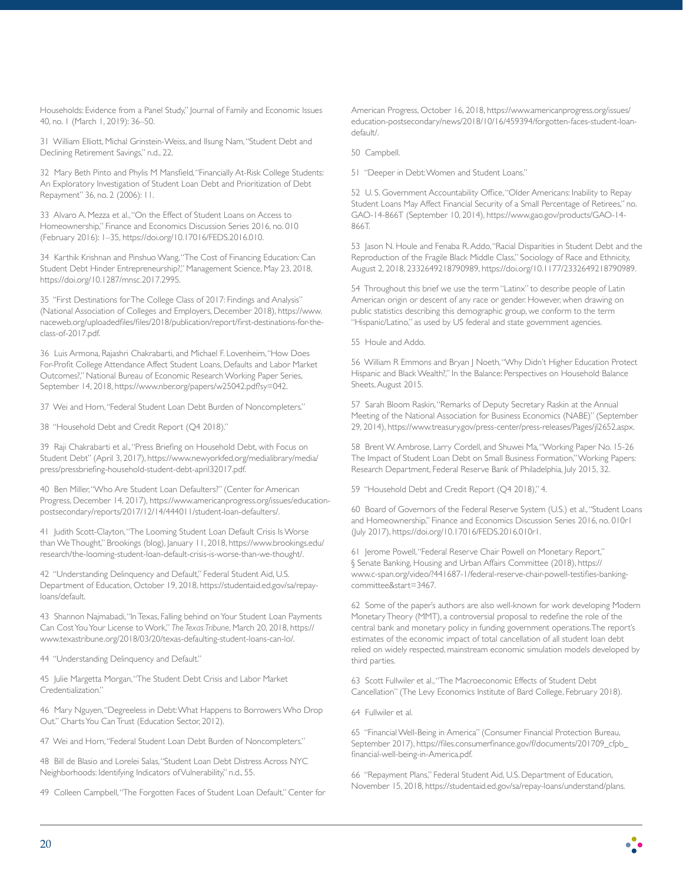Households: Evidence from a Panel Study," Journal of Family and Economic Issues 40, no. 1 (March 1, 2019): 36–50.

31 William Elliott, Michal Grinstein-Weiss, and Ilsung Nam, "Student Debt and Declining Retirement Savings," n.d., 22.

32 Mary Beth Pinto and Phylis M Mansfield, "Financially At-Risk College Students: An Exploratory Investigation of Student Loan Debt and Prioritization of Debt Repayment" 36, no. 2 (2006): 11.

33 Alvaro A. Mezza et al., "On the Effect of Student Loans on Access to Homeownership," Finance and Economics Discussion Series 2016, no. 010 (February 2016): 1–35, https://doi.org/10.17016/FEDS.2016.010.

34 Karthik Krishnan and Pinshuo Wang, "The Cost of Financing Education: Can Student Debt Hinder Entrepreneurship?," Management Science, May 23, 2018, https://doi.org/10.1287/mnsc.2017.2995.

35 "First Destinations for The College Class of 2017: Findings and Analysis" (National Association of Colleges and Employers, December 2018), https://www.naceweb.org/uploadedfiles/files/2018/publication/report/first-destinations-for-the-class-of-2017.pdf.

36 Luis Armona, Rajashri Chakrabarti, and Michael F. Lovenheim, "How Does For-Profit College Attendance Affect Student Loans, Defaults and Labor Market Outcomes?," National Bureau of Economic Research Working Paper Series, September 14, 2018, https://www.nber.org/papers/w25042.pdf?sy=042.

37 Wei and Horn, "Federal Student Loan Debt Burden of Noncompleters."

38 "Household Debt and Credit Report (Q4 2018)."

39 Raji Chakrabarti et al., "Press Briefing on Household Debt, with Focus on Student Debt" (April 3, 2017), https://www.newyorkfed.org/medialibrary/media/press/pressbriefing-household-student-debt-april32017.pdf.

40 Ben Miller, "Who Are Student Loan Defaulters?" (Center for American Progress, December 14, 2017), https://www.americanprogress.org/issues/education-postsecondary/reports/2017/12/14/444011/student-loan-defaulters/.

41 Judith Scott-Clayton, "The Looming Student Loan Default Crisis Is Worse than We Thought," Brookings (blog), January 11, 2018, https://www.brookings.edu/research/the-looming-student-loan-default-crisis-is-worse-than-we-thought/.

42 "Understanding Delinquency and Default," Federal Student Aid, U.S. Department of Education, October 19, 2018, https://studentaid.ed.gov/sa/repay-loans/default.

43 Shannon Najmabadi, "In Texas, Falling behind on Your Student Loan Payments Can Cost You Your License to Work," *The Texas Tribune*, March 20, 2018, https://www.texastribune.org/2018/03/20/texas-defaulting-student-loans-can-lo/.

44 "Understanding Delinquency and Default."

45 Julie Margetta Morgan, "The Student Debt Crisis and Labor Market Credentialization."

46 Mary Nguyen, "Degreeless in Debt: What Happens to Borrowers Who Drop Out." Charts You Can Trust (Education Sector, 2012).

47 Wei and Horn, "Federal Student Loan Debt Burden of Noncompleters."

48 Bill de Blasio and Lorelei Salas, "Student Loan Debt Distress Across NYC Neighborhoods: Identifying Indicators of Vulnerability," n.d., 55.

49 Colleen Campbell, "The Forgotten Faces of Student Loan Default," Center for American Progress, October 16, 2018, https://www.americanprogress.org/issues/education-postsecondary/news/2018/10/16/459394/forgotten-faces-student-loan-default/.

50 Campbell.

51 "Deeper in Debt: Women and Student Loans."

52 U. S. Government Accountability Office, "Older Americans: Inability to Repay Student Loans May Affect Financial Security of a Small Percentage of Retirees," no. GAO-14-866T (September 10, 2014), https://www.gao.gov/products/GAO-14-866T.

53 Jason N. Houle and Fenaba R. Addo, "Racial Disparities in Student Debt and the Reproduction of the Fragile Black Middle Class," Sociology of Race and Ethnicity, August 2, 2018, 2332649218790989, https://doi.org/10.1177/2332649218790989.

54 Throughout this brief we use the term "Latinx" to describe people of Latin American origin or descent of any race or gender. However, when drawing on public statistics describing this demographic group, we conform to the term "Hispanic/Latino," as used by US federal and state government agencies.

55 Houle and Addo.

56 William R Emmons and Bryan J Noeth, "Why Didn't Higher Education Protect Hispanic and Black Wealth?," In the Balance: Perspectives on Household Balance Sheets, August 2015.

57 Sarah Bloom Raskin, "Remarks of Deputy Secretary Raskin at the Annual Meeting of the National Association for Business Economics (NABE)" (September 29, 2014), https://www.treasury.gov/press-center/press-releases/Pages/jl2652.aspx.

58 Brent W. Ambrose, Larry Cordell, and Shuwei Ma, "Working Paper No. 15-26 The Impact of Student Loan Debt on Small Business Formation," Working Papers: Research Department, Federal Reserve Bank of Philadelphia, July 2015, 32.

59 "Household Debt and Credit Report (Q4 2018)," 4.

60 Board of Governors of the Federal Reserve System (U.S.) et al., "Student Loans and Homeownership," Finance and Economics Discussion Series 2016, no. 010r1 (July 2017), https://doi.org/10.17016/FEDS.2016.010r1.

61 Jerome Powell, "Federal Reserve Chair Powell on Monetary Report," § Senate Banking, Housing and Urban Affairs Committee (2018), https://www.c-span.org/video/?441687-1/federal-reserve-chair-powell-testifies-banking-committee&start=3467.

62 Some of the paper's authors are also well-known for work developing Modern Monetary Theory (MMT), a controversial proposal to redefine the role of the central bank and monetary policy in funding government operations. The report's estimates of the economic impact of total cancellation of all student loan debt relied on widely respected, mainstream economic simulation models developed by third parties.

63 Scott Fullwiler et al., "The Macroeconomic Effects of Student Debt Cancellation" (The Levy Economics Institute of Bard College, February 2018).

64 Fullwiler et al.

65 "Financial Well-Being in America" (Consumer Financial Protection Bureau, September 2017), https://files.consumerfinance.gov/f/documents/201709_cfpb_financial-well-being-in-America.pdf.

66 "Repayment Plans," Federal Student Aid, U.S. Department of Education, November 15, 2018, https://studentaid.ed.gov/sa/repay-loans/understand/plans.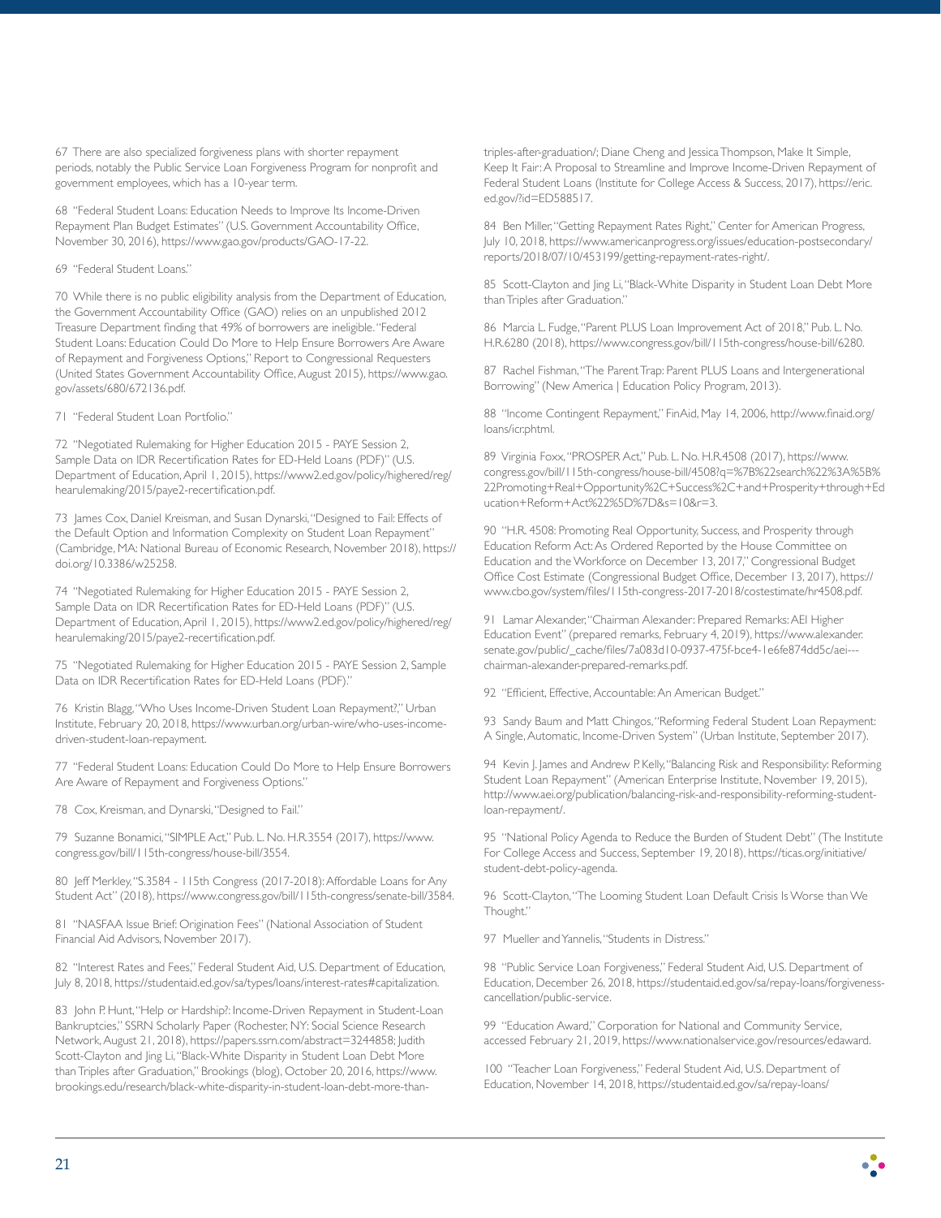67 There are also specialized forgiveness plans with shorter repayment periods, notably the Public Service Loan Forgiveness Program for nonprofit and government employees, which has a 10-year term.

68 "Federal Student Loans: Education Needs to Improve Its Income-Driven Repayment Plan Budget Estimates" (U.S. Government Accountability Office, November 30, 2016), https://www.gao.gov/products/GAO-17-22.

69 "Federal Student Loans."

70 While there is no public eligibility analysis from the Department of Education, the Government Accountability Office (GAO) relies on an unpublished 2012 Treasure Department finding that 49% of borrowers are ineligible. "Federal Student Loans: Education Could Do More to Help Ensure Borrowers Are Aware of Repayment and Forgiveness Options," Report to Congressional Requesters (United States Government Accountability Office, August 2015), https://www.gao.gov/assets/680/672136.pdf.

71 "Federal Student Loan Portfolio."

72 "Negotiated Rulemaking for Higher Education 2015 - PAYE Session 2, Sample Data on IDR Recertification Rates for ED-Held Loans (PDF)" (U.S. Department of Education, April 1, 2015), https://www2.ed.gov/policy/highered/reg/hearulemaking/2015/paye2-recertification.pdf.

73 James Cox, Daniel Kreisman, and Susan Dynarski, "Designed to Fail: Effects of the Default Option and Information Complexity on Student Loan Repayment" (Cambridge, MA: National Bureau of Economic Research, November 2018), https://doi.org/10.3386/w25258.

74 "Negotiated Rulemaking for Higher Education 2015 - PAYE Session 2, Sample Data on IDR Recertification Rates for ED-Held Loans (PDF)" (U.S. Department of Education, April 1, 2015), https://www2.ed.gov/policy/highered/reg/hearulemaking/2015/paye2-recertification.pdf.

75 "Negotiated Rulemaking for Higher Education 2015 - PAYE Session 2, Sample Data on IDR Recertification Rates for ED-Held Loans (PDF)."

76 Kristin Blagg, "Who Uses Income-Driven Student Loan Repayment?," Urban Institute, February 20, 2018, https://www.urban.org/urban-wire/who-uses-income-driven-student-loan-repayment.

77 "Federal Student Loans: Education Could Do More to Help Ensure Borrowers Are Aware of Repayment and Forgiveness Options."

78 Cox, Kreisman, and Dynarski, "Designed to Fail."

79 Suzanne Bonamici, "SIMPLE Act," Pub. L. No. H.R.3554 (2017), https://www.congress.gov/bill/115th-congress/house-bill/3554.

80 Jeff Merkley, "S.3584 - 115th Congress (2017-2018): Affordable Loans for Any Student Act" (2018), https://www.congress.gov/bill/115th-congress/senate-bill/3584.

81 "NASFAA Issue Brief: Origination Fees" (National Association of Student Financial Aid Advisors, November 2017).

82 "Interest Rates and Fees," Federal Student Aid, U.S. Department of Education, July 8, 2018, https://studentaid.ed.gov/sa/types/loans/interest-rates#capitalization.

83 John P. Hunt, "Help or Hardship?: Income-Driven Repayment in Student-Loan Bankruptcies," SSRN Scholarly Paper (Rochester, NY: Social Science Research Network, August 21, 2018), https://papers.ssrn.com/abstract=3244858; Judith Scott-Clayton and Jing Li, "Black-White Disparity in Student Loan Debt More than Triples after Graduation," Brookings (blog), October 20, 2016, https://www.brookings.edu/research/black-white-disparity-in-student-loan-debt-more-than-triples-after-graduation/; Diane Cheng and Jessica Thompson, Make It Simple, Keep It Fair: A Proposal to Streamline and Improve Income-Driven Repayment of Federal Student Loans (Institute for College Access & Success, 2017), https://eric.ed.gov/?id=ED588517.

84 Ben Miller, "Getting Repayment Rates Right," Center for American Progress, July 10, 2018, https://www.americanprogress.org/issues/education-postsecondary/reports/2018/07/10/453199/getting-repayment-rates-right/.

85 Scott-Clayton and Jing Li, "Black-White Disparity in Student Loan Debt More than Triples after Graduation."

86 Marcia L. Fudge, "Parent PLUS Loan Improvement Act of 2018," Pub. L. No. H.R.6280 (2018), https://www.congress.gov/bill/115th-congress/house-bill/6280.

87 Rachel Fishman, "The Parent Trap: Parent PLUS Loans and Intergenerational Borrowing" (New America | Education Policy Program, 2013).

88 "Income Contingent Repayment," FinAid, May 14, 2006, http://www.finaid.org/loans/icr.phtml.

89 Virginia Foxx, "PROSPER Act," Pub. L. No. H.R.4508 (2017), https://www.congress.gov/bill/115th-congress/house-bill/4508?q=%7B%22search%22%3A%5B%22Promoting+Real+Opportunity%2C+Success%2C+and+Prosperity+through+Education+Reform+Act%22%5D%7D&s=10&r=3.

90 "H.R. 4508: Promoting Real Opportunity, Success, and Prosperity through Education Reform Act: As Ordered Reported by the House Committee on Education and the Workforce on December 13, 2017," Congressional Budget Office Cost Estimate (Congressional Budget Office, December 13, 2017), https://www.cbo.gov/system/files/115th-congress-2017-2018/costestimate/hr4508.pdf.

91 Lamar Alexander, "Chairman Alexander: Prepared Remarks: AEI Higher Education Event" (prepared remarks, February 4, 2019), https://www.alexander.senate.gov/public/_cache/files/7a083d10-0937-475f-bce4-1e6fe874dd5c/aei---chairman-alexander-prepared-remarks.pdf.

92 "Efficient, Effective, Accountable: An American Budget."

93 Sandy Baum and Matt Chingos, "Reforming Federal Student Loan Repayment: A Single, Automatic, Income-Driven System" (Urban Institute, September 2017).

94 Kevin J. James and Andrew P. Kelly, "Balancing Risk and Responsibility: Reforming Student Loan Repayment" (American Enterprise Institute, November 19, 2015), http://www.aei.org/publication/balancing-risk-and-responsibility-reforming-student-loan-repayment/.

95 "National Policy Agenda to Reduce the Burden of Student Debt" (The Institute For College Access and Success, September 19, 2018), https://ticas.org/initiative/student-debt-policy-agenda.

96 Scott-Clayton, "The Looming Student Loan Default Crisis Is Worse than We Thought."

97 Mueller and Yannelis, "Students in Distress."

98 "Public Service Loan Forgiveness," Federal Student Aid, U.S. Department of Education, December 26, 2018, https://studentaid.ed.gov/sa/repay-loans/forgiveness-cancellation/public-service.

99 "Education Award," Corporation for National and Community Service, accessed February 21, 2019, https://www.nationalservice.gov/resources/edaward.

100 "Teacher Loan Forgiveness," Federal Student Aid, U.S. Department of Education, November 14, 2018, https://studentaid.ed.gov/sa/repay-loans/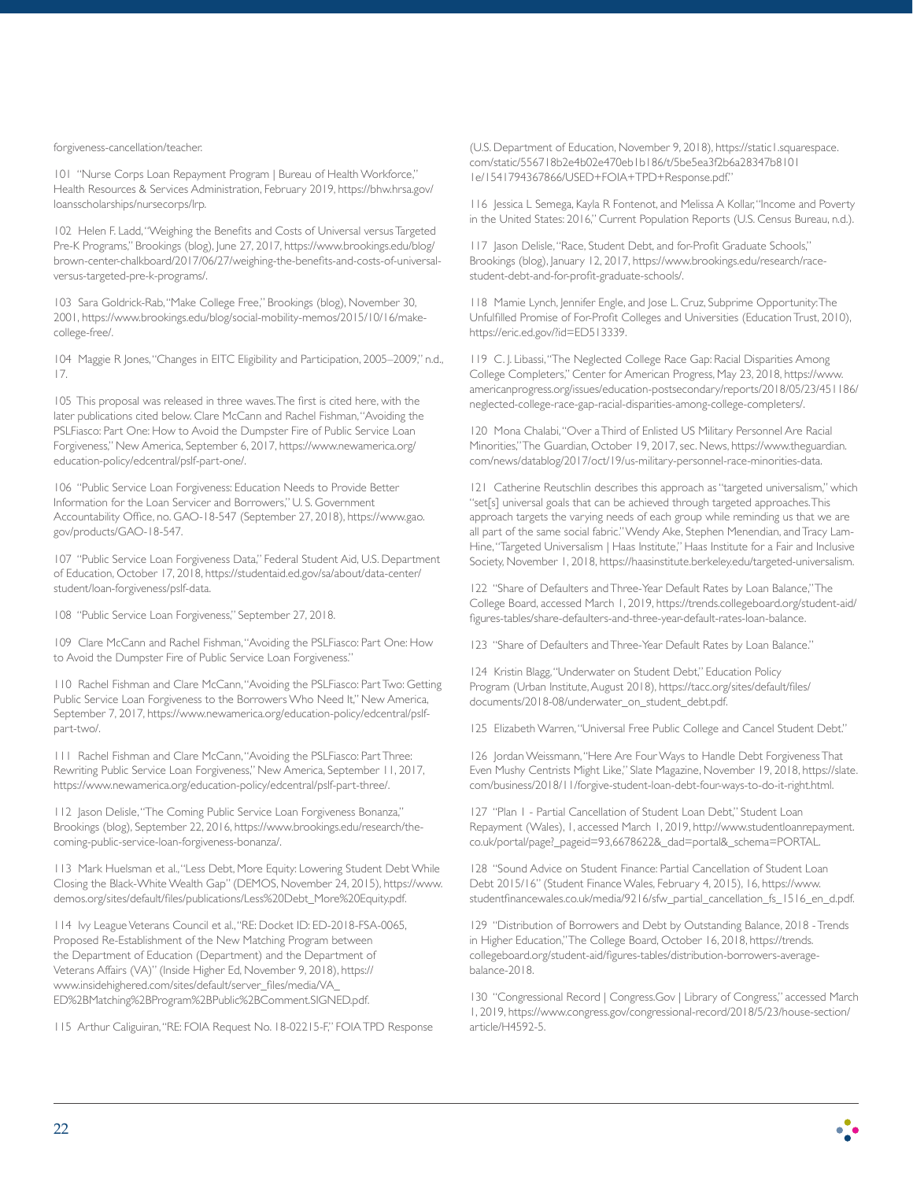forgiveness-cancellation/teacher.

101 "Nurse Corps Loan Repayment Program | Bureau of Health Workforce," Health Resources & Services Administration, February 2019, https://bhw.hrsa.gov/loansscholarships/nursecorps/lrp.

102 Helen F. Ladd, "Weighing the Benefits and Costs of Universal versus Targeted Pre-K Programs," Brookings (blog), June 27, 2017, https://www.brookings.edu/blog/brown-center-chalkboard/2017/06/27/weighing-the-benefits-and-costs-of-universal-versus-targeted-pre-k-programs/.

103 Sara Goldrick-Rab, "Make College Free," Brookings (blog), November 30, 2001, https://www.brookings.edu/blog/social-mobility-memos/2015/10/16/make-college-free/.

104 Maggie R Jones, "Changes in EITC Eligibility and Participation, 2005–2009," n.d., 17.

105 This proposal was released in three waves. The first is cited here, with the later publications cited below. Clare McCann and Rachel Fishman, "Avoiding the PSLFiasco: Part One: How to Avoid the Dumpster Fire of Public Service Loan Forgiveness," New America, September 6, 2017, https://www.newamerica.org/education-policy/edcentral/pslf-part-one/.

106 "Public Service Loan Forgiveness: Education Needs to Provide Better Information for the Loan Servicer and Borrowers," U. S. Government Accountability Office, no. GAO-18-547 (September 27, 2018), https://www.gao.gov/products/GAO-18-547.

107 "Public Service Loan Forgiveness Data," Federal Student Aid, U.S. Department of Education, October 17, 2018, https://studentaid.ed.gov/sa/about/data-center/student/loan-forgiveness/pslf-data.

108 "Public Service Loan Forgiveness," September 27, 2018.

109 Clare McCann and Rachel Fishman, "Avoiding the PSLFiasco: Part One: How to Avoid the Dumpster Fire of Public Service Loan Forgiveness."

110 Rachel Fishman and Clare McCann, "Avoiding the PSLFiasco: Part Two: Getting Public Service Loan Forgiveness to the Borrowers Who Need It," New America, September 7, 2017, https://www.newamerica.org/education-policy/edcentral/pslf-part-two/.

111 Rachel Fishman and Clare McCann, "Avoiding the PSLFiasco: Part Three: Rewriting Public Service Loan Forgiveness," New America, September 11, 2017, https://www.newamerica.org/education-policy/edcentral/pslf-part-three/.

112 Jason Delisle, "The Coming Public Service Loan Forgiveness Bonanza," Brookings (blog), September 22, 2016, https://www.brookings.edu/research/the-coming-public-service-loan-forgiveness-bonanza/.

113 Mark Huelsman et al., "Less Debt, More Equity: Lowering Student Debt While Closing the Black-White Wealth Gap" (DEMOS, November 24, 2015), https://www.demos.org/sites/default/files/publications/Less%20Debt_More%20Equity.pdf.

114 Ivy League Veterans Council et al., "RE: Docket ID: ED-2018-FSA-0065, Proposed Re-Establishment of the New Matching Program between the Department of Education (Department) and the Department of Veterans Affairs (VA)" (Inside Higher Ed, November 9, 2018), https://www.insidehighered.com/sites/default/server_files/media/VA_ED%2BMatching%2BProgram%2BPublic%2BComment.SIGNED.pdf.

115 Arthur Caliguiran, "RE: FOIA Request No. 18-02215-F," FOIA TPD Response (U.S. Department of Education, November 9, 2018), https://static1.squarespace.com/static/556718b2e4b02e470eb1b186/t/5be5ea3f2b6a28347b8101 1e/1541794367866/USED+FOIA+TPD+Response.pdf."

116 Jessica L Semega, Kayla R Fontenot, and Melissa A Kollar, "Income and Poverty in the United States: 2016," Current Population Reports (U.S. Census Bureau, n.d.).

117 Jason Delisle, "Race, Student Debt, and for-Profit Graduate Schools," Brookings (blog), January 12, 2017, https://www.brookings.edu/research/race-student-debt-and-for-profit-graduate-schools/.

118 Mamie Lynch, Jennifer Engle, and Jose L. Cruz, Subprime Opportunity: The Unfulfilled Promise of For-Profit Colleges and Universities (Education Trust, 2010), https://eric.ed.gov/?id=ED513339.

119 C. J. Libassi, "The Neglected College Race Gap: Racial Disparities Among College Completers," Center for American Progress, May 23, 2018, https://www.americanprogress.org/issues/education-postsecondary/reports/2018/05/23/451186/neglected-college-race-gap-racial-disparities-among-college-completers/.

120 Mona Chalabi, "Over a Third of Enlisted US Military Personnel Are Racial Minorities," The Guardian, October 19, 2017, sec. News, https://www.theguardian.com/news/datablog/2017/oct/19/us-military-personnel-race-minorities-data.

121 Catherine Reutschlin describes this approach as "targeted universalism," which "set[s] universal goals that can be achieved through targeted approaches. This approach targets the varying needs of each group while reminding us that we are all part of the same social fabric." Wendy Ake, Stephen Menendian, and Tracy Lam-Hine, "Targeted Universalism | Haas Institute," Haas Institute for a Fair and Inclusive Society, November 1, 2018, https://haasinstitute.berkeley.edu/targeted-universalism.

122 "Share of Defaulters and Three-Year Default Rates by Loan Balance," The College Board, accessed March 1, 2019, https://trends.collegeboard.org/student-aid/figures-tables/share-defaulters-and-three-year-default-rates-loan-balance.

123 "Share of Defaulters and Three-Year Default Rates by Loan Balance."

124 Kristin Blagg, "Underwater on Student Debt," Education Policy Program (Urban Institute, August 2018), https://tacc.org/sites/default/files/documents/2018-08/underwater_on_student_debt.pdf.

125 Elizabeth Warren, "Universal Free Public College and Cancel Student Debt."

126 Jordan Weissmann, "Here Are Four Ways to Handle Debt Forgiveness That Even Mushy Centrists Might Like," Slate Magazine, November 19, 2018, https://slate.com/business/2018/11/forgive-student-loan-debt-four-ways-to-do-it-right.html.

127 "Plan 1 - Partial Cancellation of Student Loan Debt," Student Loan Repayment (Wales), 1, accessed March 1, 2019, http://www.studentloanrepayment.co.uk/portal/page?_pageid=93,6678622&_dad=portal&_schema=PORTAL.

128 "Sound Advice on Student Finance: Partial Cancellation of Student Loan Debt 2015/16" (Student Finance Wales, February 4, 2015), 16, https://www.studentfinancewales.co.uk/media/9216/sfw_partial_cancellation_fs_1516_en_d.pdf.

129 "Distribution of Borrowers and Debt by Outstanding Balance, 2018 - Trends in Higher Education," The College Board, October 16, 2018, https://trends.collegeboard.org/student-aid/figures-tables/distribution-borrowers-average-balance-2018.

130 "Congressional Record | Congress.Gov | Library of Congress," accessed March 1, 2019, https://www.congress.gov/congressional-record/2018/5/23/house-section/article/H4592-5.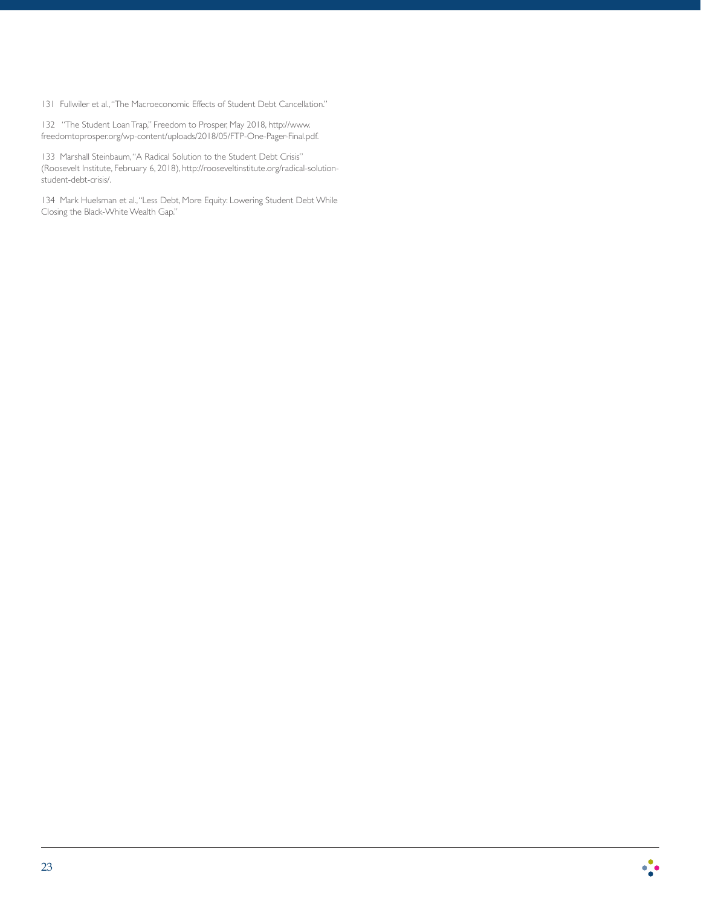131 Fullwiler et al., "The Macroeconomic Effects of Student Debt Cancellation."

132 "The Student Loan Trap," Freedom to Prosper, May 2018, http://www.freedomtoprosper.org/wp-content/uploads/2018/05/FTP-One-Pager-Final.pdf.

133 Marshall Steinbaum, "A Radical Solution to the Student Debt Crisis" (Roosevelt Institute, February 6, 2018), http://rooseveltinstitute.org/radical-solution-student-debt-crisis/.

134 Mark Huelsman et al., "Less Debt, More Equity: Lowering Student Debt While Closing the Black-White Wealth Gap."